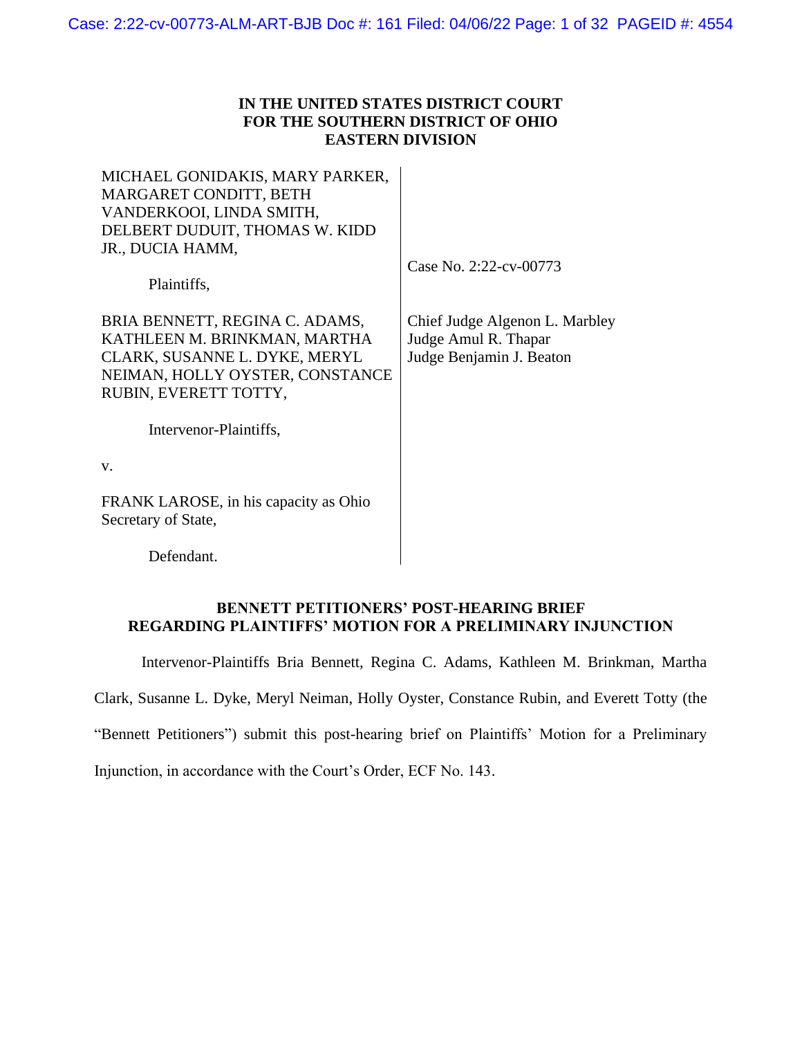**IN THE UNITED STATES DISTRICT COURT**
**FOR THE SOUTHERN DISTRICT OF OHIO**
**EASTERN DIVISION**

| | |
|---|---|
| MICHAEL GONIDAKIS, MARY PARKER, MARGARET CONDITT, BETH VANDERKOOI, LINDA SMITH, DELBERT DUDUIT, THOMAS W. KIDD JR., DUCIA HAMM,<br><br>Plaintiffs,<br><br>BRIA BENNETT, REGINA C. ADAMS, KATHLEEN M. BRINKMAN, MARTHA CLARK, SUSANNE L. DYKE, MERYL NEIMAN, HOLLY OYSTER, CONSTANCE RUBIN, EVERETT TOTTY,<br><br>Intervenor-Plaintiffs,<br><br>v.<br><br>FRANK LAROSE, in his capacity as Ohio Secretary of State,<br><br>Defendant. | Case No. 2:22-cv-00773<br><br>Chief Judge Algenon L. Marbley<br>Judge Amul R. Thapar<br>Judge Benjamin J. Beaton |

**BENNETT PETITIONERS' POST-HEARING BRIEF REGARDING PLAINTIFFS' MOTION FOR A PRELIMINARY INJUNCTION**

Intervenor-Plaintiffs Bria Bennett, Regina C. Adams, Kathleen M. Brinkman, Martha Clark, Susanne L. Dyke, Meryl Neiman, Holly Oyster, Constance Rubin, and Everett Totty (the "Bennett Petitioners") submit this post-hearing brief on Plaintiffs' Motion for a Preliminary Injunction, in accordance with the Court's Order, ECF No. 143.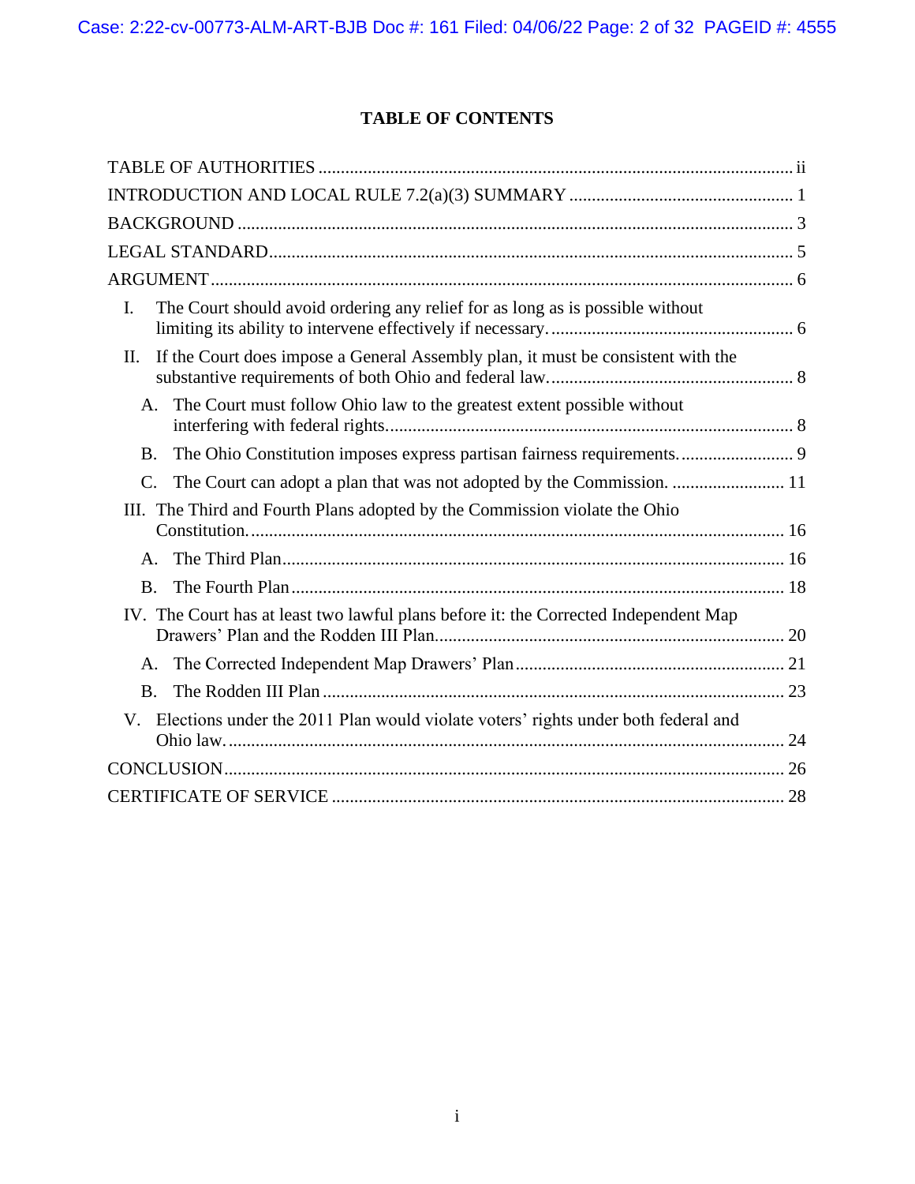## TABLE OF CONTENTS

TABLE OF AUTHORITIES ............................................................................................................ ii

INTRODUCTION AND LOCAL RULE 7.2(a)(3) SUMMARY .................................................. 1

BACKGROUND ........................................................................................................................... 3

LEGAL STANDARD.................................................................................................................... 5

ARGUMENT................................................................................................................................. 6

- I. The Court should avoid ordering any relief for as long as is possible without limiting its ability to intervene effectively if necessary. ....................................................... 6
- II. If the Court does impose a General Assembly plan, it must be consistent with the substantive requirements of both Ohio and federal law. ....................................................... 8
  - A. The Court must follow Ohio law to the greatest extent possible without interfering with federal rights. .......................................................................................... 8
  - B. The Ohio Constitution imposes express partisan fairness requirements. ......................... 9
  - C. The Court can adopt a plan that was not adopted by the Commission. ......................... 11
- III. The Third and Fourth Plans adopted by the Commission violate the Ohio Constitution. ...................................................................................................................... 16
  - A. The Third Plan................................................................................................................ 16
  - B. The Fourth Plan............................................................................................................. 18
- IV. The Court has at least two lawful plans before it: the Corrected Independent Map Drawers' Plan and the Rodden III Plan............................................................................. 20
  - A. The Corrected Independent Map Drawers' Plan............................................................ 21
  - B. The Rodden III Plan....................................................................................................... 23
- V. Elections under the 2011 Plan would violate voters' rights under both federal and Ohio law. ........................................................................................................................... 24

CONCLUSION............................................................................................................................ 26

CERTIFICATE OF SERVICE .................................................................................................... 28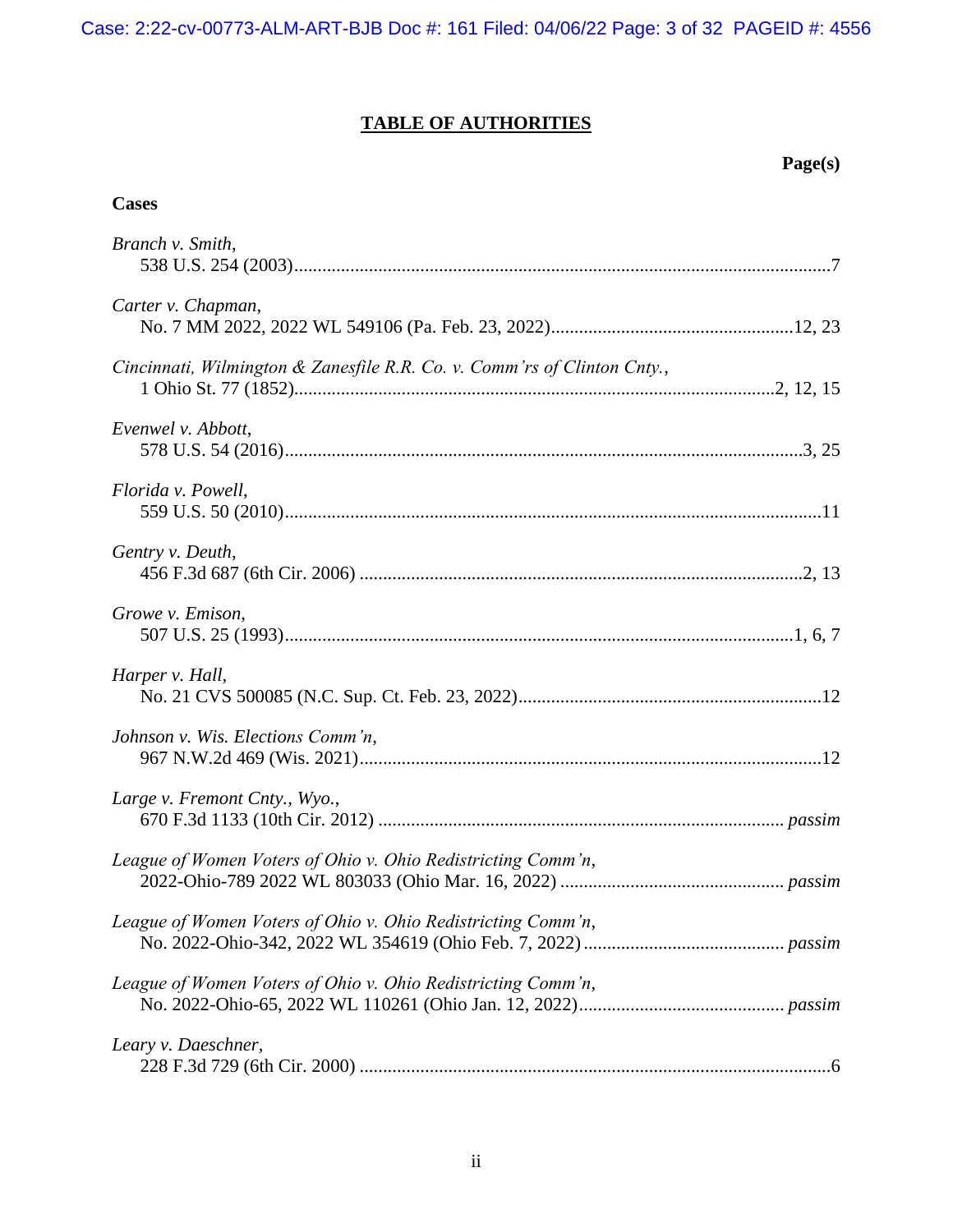# TABLE OF AUTHORITIES

**Page(s)**

**Cases**

*Branch v. Smith*,
538 U.S. 254 (2003) ........................................................................................................7

*Carter v. Chapman*,
No. 7 MM 2022, 2022 WL 549106 (Pa. Feb. 23, 2022) ...................................................12, 23

*Cincinnati, Wilmington & Zanesfile R.R. Co. v. Comm'rs of Clinton Cnty.*,
1 Ohio St. 77 (1852)...........................................................................................2, 12, 15

*Evenwel v. Abbott*,
578 U.S. 54 (2016) ........................................................................................................3, 25

*Florida v. Powell*,
559 U.S. 50 (2010) ........................................................................................................11

*Gentry v. Deuth*,
456 F.3d 687 (6th Cir. 2006) ..........................................................................................2, 13

*Growe v. Emison*,
507 U.S. 25 (1993) ........................................................................................................1, 6, 7

*Harper v. Hall*,
No. 21 CVS 500085 (N.C. Sup. Ct. Feb. 23, 2022) .........................................................12

*Johnson v. Wis. Elections Comm'n*,
967 N.W.2d 469 (Wis. 2021) ..........................................................................................12

*Large v. Fremont Cnty., Wyo.*,
670 F.3d 1133 (10th Cir. 2012) ...................................................................................... *passim*

*League of Women Voters of Ohio v. Ohio Redistricting Comm'n*,
2022-Ohio-789 2022 WL 803033 (Ohio Mar. 16, 2022) ................................................ *passim*

*League of Women Voters of Ohio v. Ohio Redistricting Comm'n*,
No. 2022-Ohio-342, 2022 WL 354619 (Ohio Feb. 7, 2022) ........................................... *passim*

*League of Women Voters of Ohio v. Ohio Redistricting Comm'n*,
No. 2022-Ohio-65, 2022 WL 110261 (Ohio Jan. 12, 2022) ............................................ *passim*

*Leary v. Daeschner*,
228 F.3d 729 (6th Cir. 2000) ..........................................................................................6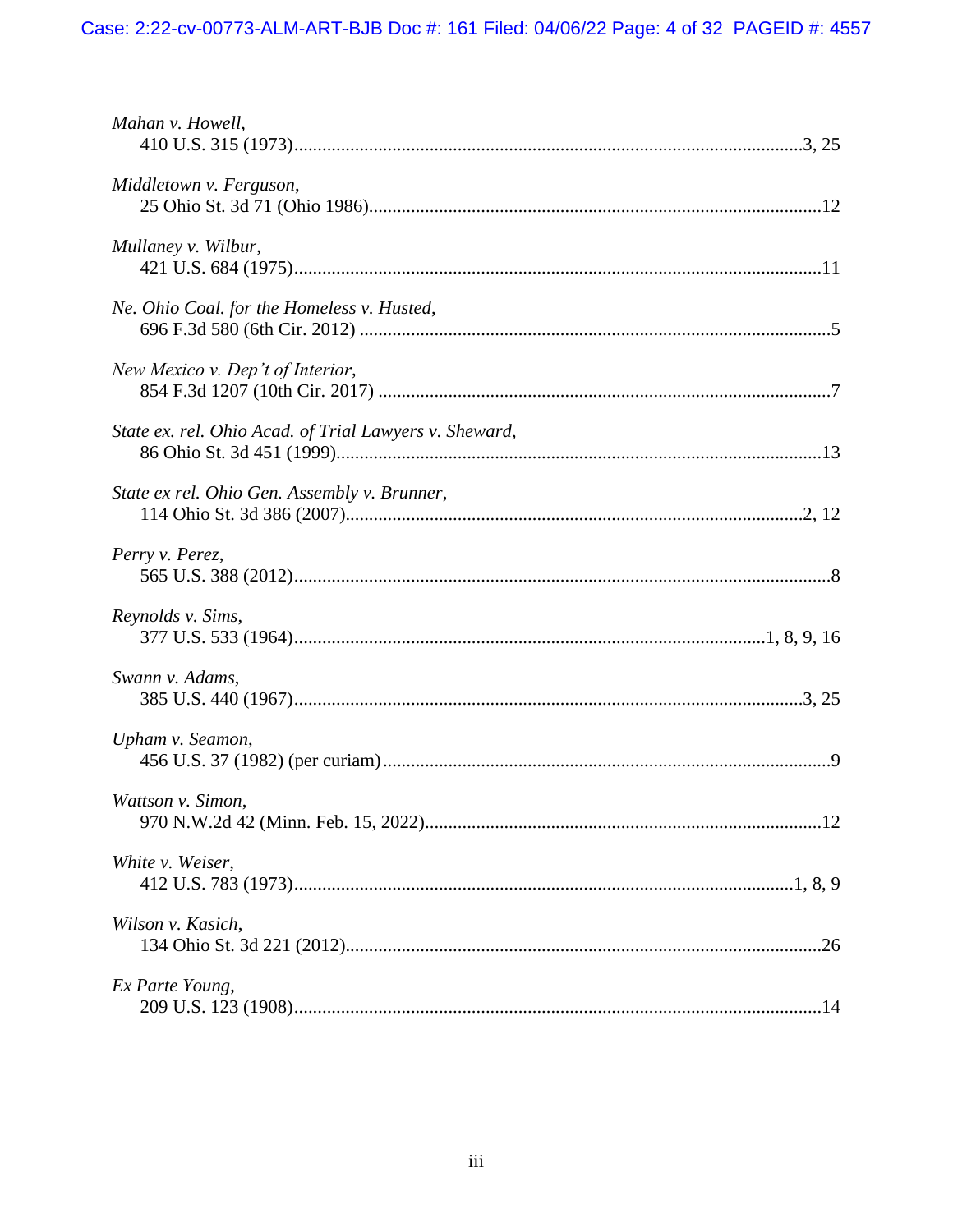*Mahan v. Howell*,
410 U.S. 315 (1973)....................................................................................................3, 25

*Middletown v. Ferguson*,
25 Ohio St. 3d 71 (Ohio 1986).......................................................................................12

*Mullaney v. Wilbur*,
421 U.S. 684 (1975).......................................................................................................11

*Ne. Ohio Coal. for the Homeless v. Husted*,
696 F.3d 580 (6th Cir. 2012) ...........................................................................................5

*New Mexico v. Dep't of Interior*,
854 F.3d 1207 (10th Cir. 2017) .......................................................................................7

*State ex. rel. Ohio Acad. of Trial Lawyers v. Sheward*,
86 Ohio St. 3d 451 (1999)..............................................................................................13

*State ex rel. Ohio Gen. Assembly v. Brunner*,
114 Ohio St. 3d 386 (2007).........................................................................................2, 12

*Perry v. Perez*,
565 U.S. 388 (2012).........................................................................................................8

*Reynolds v. Sims*,
377 U.S. 533 (1964)...........................................................................................1, 8, 9, 16

*Swann v. Adams*,
385 U.S. 440 (1967)...................................................................................................3, 25

*Upham v. Seamon*,
456 U.S. 37 (1982) (per curiam)......................................................................................9

*Wattson v. Simon*,
970 N.W.2d 42 (Minn. Feb. 15, 2022)...........................................................................12

*White v. Weiser*,
412 U.S. 783 (1973).................................................................................................1, 8, 9

*Wilson v. Kasich*,
134 Ohio St. 3d 221 (2012)............................................................................................26

*Ex Parte Young*,
209 U.S. 123 (1908).......................................................................................................14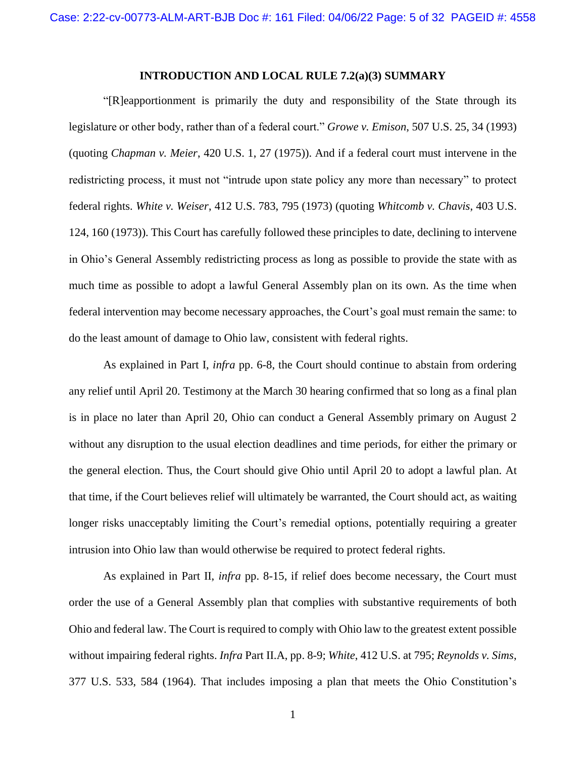## INTRODUCTION AND LOCAL RULE 7.2(a)(3) SUMMARY

"[R]eapportionment is primarily the duty and responsibility of the State through its legislature or other body, rather than of a federal court." *Growe v. Emison*, 507 U.S. 25, 34 (1993) (quoting *Chapman v. Meier*, 420 U.S. 1, 27 (1975)). And if a federal court must intervene in the redistricting process, it must not "intrude upon state policy any more than necessary" to protect federal rights. *White v. Weiser*, 412 U.S. 783, 795 (1973) (quoting *Whitcomb v. Chavis*, 403 U.S. 124, 160 (1973)). This Court has carefully followed these principles to date, declining to intervene in Ohio's General Assembly redistricting process as long as possible to provide the state with as much time as possible to adopt a lawful General Assembly plan on its own. As the time when federal intervention may become necessary approaches, the Court's goal must remain the same: to do the least amount of damage to Ohio law, consistent with federal rights.

As explained in Part I, *infra* pp. 6-8, the Court should continue to abstain from ordering any relief until April 20. Testimony at the March 30 hearing confirmed that so long as a final plan is in place no later than April 20, Ohio can conduct a General Assembly primary on August 2 without any disruption to the usual election deadlines and time periods, for either the primary or the general election. Thus, the Court should give Ohio until April 20 to adopt a lawful plan. At that time, if the Court believes relief will ultimately be warranted, the Court should act, as waiting longer risks unacceptably limiting the Court's remedial options, potentially requiring a greater intrusion into Ohio law than would otherwise be required to protect federal rights.

As explained in Part II, *infra* pp. 8-15, if relief does become necessary, the Court must order the use of a General Assembly plan that complies with substantive requirements of both Ohio and federal law. The Court is required to comply with Ohio law to the greatest extent possible without impairing federal rights. *Infra* Part II.A, pp. 8-9; *White*, 412 U.S. at 795; *Reynolds v. Sims*, 377 U.S. 533, 584 (1964). That includes imposing a plan that meets the Ohio Constitution's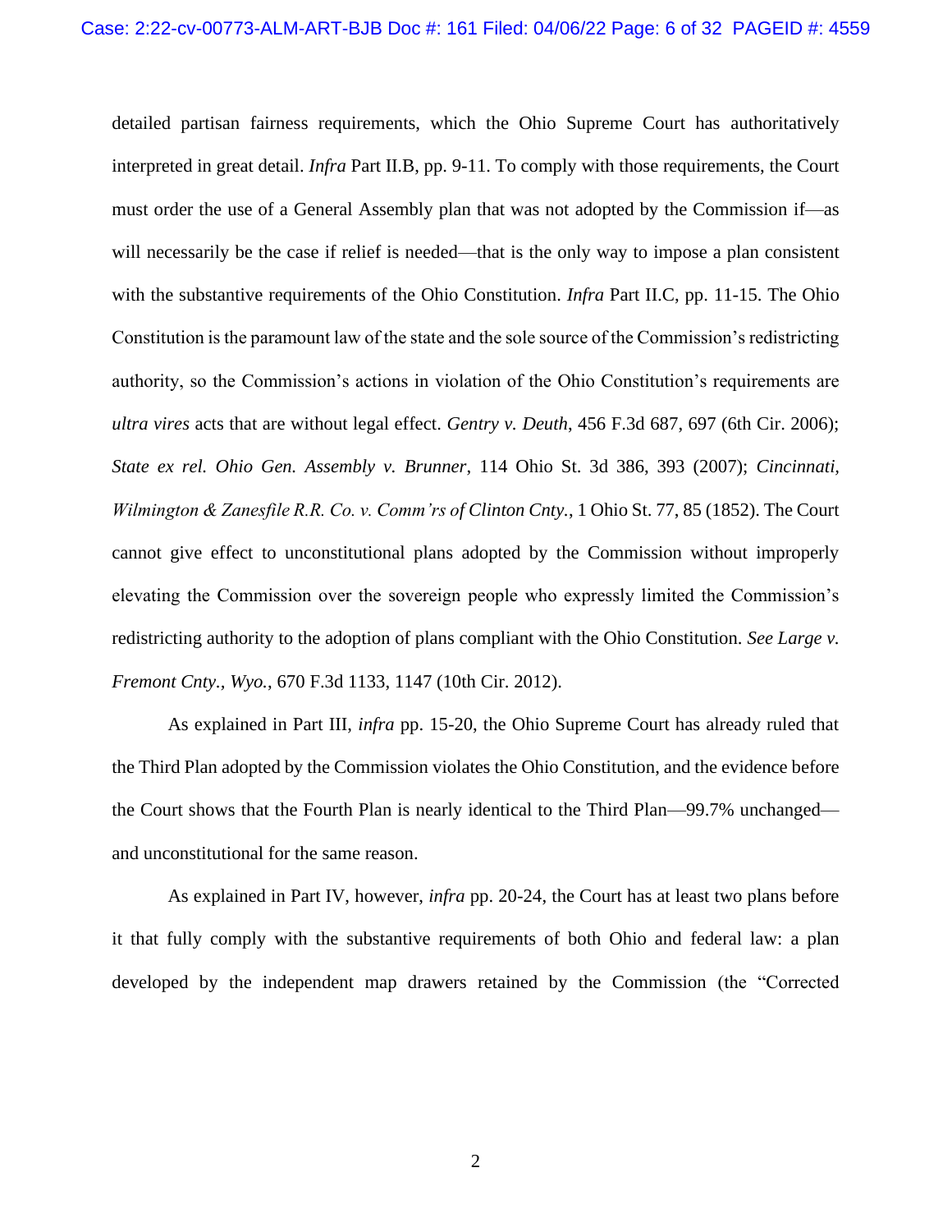detailed partisan fairness requirements, which the Ohio Supreme Court has authoritatively interpreted in great detail. *Infra* Part II.B, pp. 9-11. To comply with those requirements, the Court must order the use of a General Assembly plan that was not adopted by the Commission if—as will necessarily be the case if relief is needed—that is the only way to impose a plan consistent with the substantive requirements of the Ohio Constitution. *Infra* Part II.C, pp. 11-15. The Ohio Constitution is the paramount law of the state and the sole source of the Commission's redistricting authority, so the Commission's actions in violation of the Ohio Constitution's requirements are *ultra vires* acts that are without legal effect. *Gentry v. Deuth*, 456 F.3d 687, 697 (6th Cir. 2006); *State ex rel. Ohio Gen. Assembly v. Brunner*, 114 Ohio St. 3d 386, 393 (2007); *Cincinnati, Wilmington & Zanesfile R.R. Co. v. Comm'rs of Clinton Cnty.*, 1 Ohio St. 77, 85 (1852). The Court cannot give effect to unconstitutional plans adopted by the Commission without improperly elevating the Commission over the sovereign people who expressly limited the Commission's redistricting authority to the adoption of plans compliant with the Ohio Constitution. *See Large v. Fremont Cnty., Wyo.*, 670 F.3d 1133, 1147 (10th Cir. 2012).

As explained in Part III, *infra* pp. 15-20, the Ohio Supreme Court has already ruled that the Third Plan adopted by the Commission violates the Ohio Constitution, and the evidence before the Court shows that the Fourth Plan is nearly identical to the Third Plan—99.7% unchanged—and unconstitutional for the same reason.

As explained in Part IV, however, *infra* pp. 20-24, the Court has at least two plans before it that fully comply with the substantive requirements of both Ohio and federal law: a plan developed by the independent map drawers retained by the Commission (the "Corrected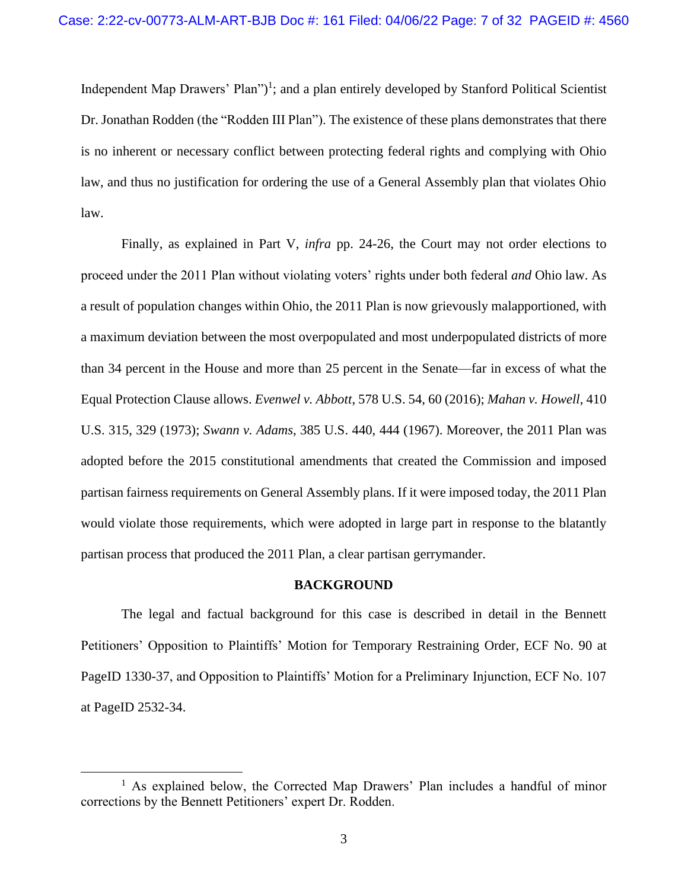Independent Map Drawers' Plan")[1]; and a plan entirely developed by Stanford Political Scientist Dr. Jonathan Rodden (the "Rodden III Plan"). The existence of these plans demonstrates that there is no inherent or necessary conflict between protecting federal rights and complying with Ohio law, and thus no justification for ordering the use of a General Assembly plan that violates Ohio law.

Finally, as explained in Part V, *infra* pp. 24-26, the Court may not order elections to proceed under the 2011 Plan without violating voters' rights under both federal *and* Ohio law. As a result of population changes within Ohio, the 2011 Plan is now grievously malapportioned, with a maximum deviation between the most overpopulated and most underpopulated districts of more than 34 percent in the House and more than 25 percent in the Senate—far in excess of what the Equal Protection Clause allows. *Evenwel v. Abbott*, 578 U.S. 54, 60 (2016); *Mahan v. Howell*, 410 U.S. 315, 329 (1973); *Swann v. Adams*, 385 U.S. 440, 444 (1967). Moreover, the 2011 Plan was adopted before the 2015 constitutional amendments that created the Commission and imposed partisan fairness requirements on General Assembly plans. If it were imposed today, the 2011 Plan would violate those requirements, which were adopted in large part in response to the blatantly partisan process that produced the 2011 Plan, a clear partisan gerrymander.

## BACKGROUND

The legal and factual background for this case is described in detail in the Bennett Petitioners' Opposition to Plaintiffs' Motion for Temporary Restraining Order, ECF No. 90 at PageID 1330-37, and Opposition to Plaintiffs' Motion for a Preliminary Injunction, ECF No. 107 at PageID 2532-34.

---

[1] As explained below, the Corrected Map Drawers' Plan includes a handful of minor corrections by the Bennett Petitioners' expert Dr. Rodden.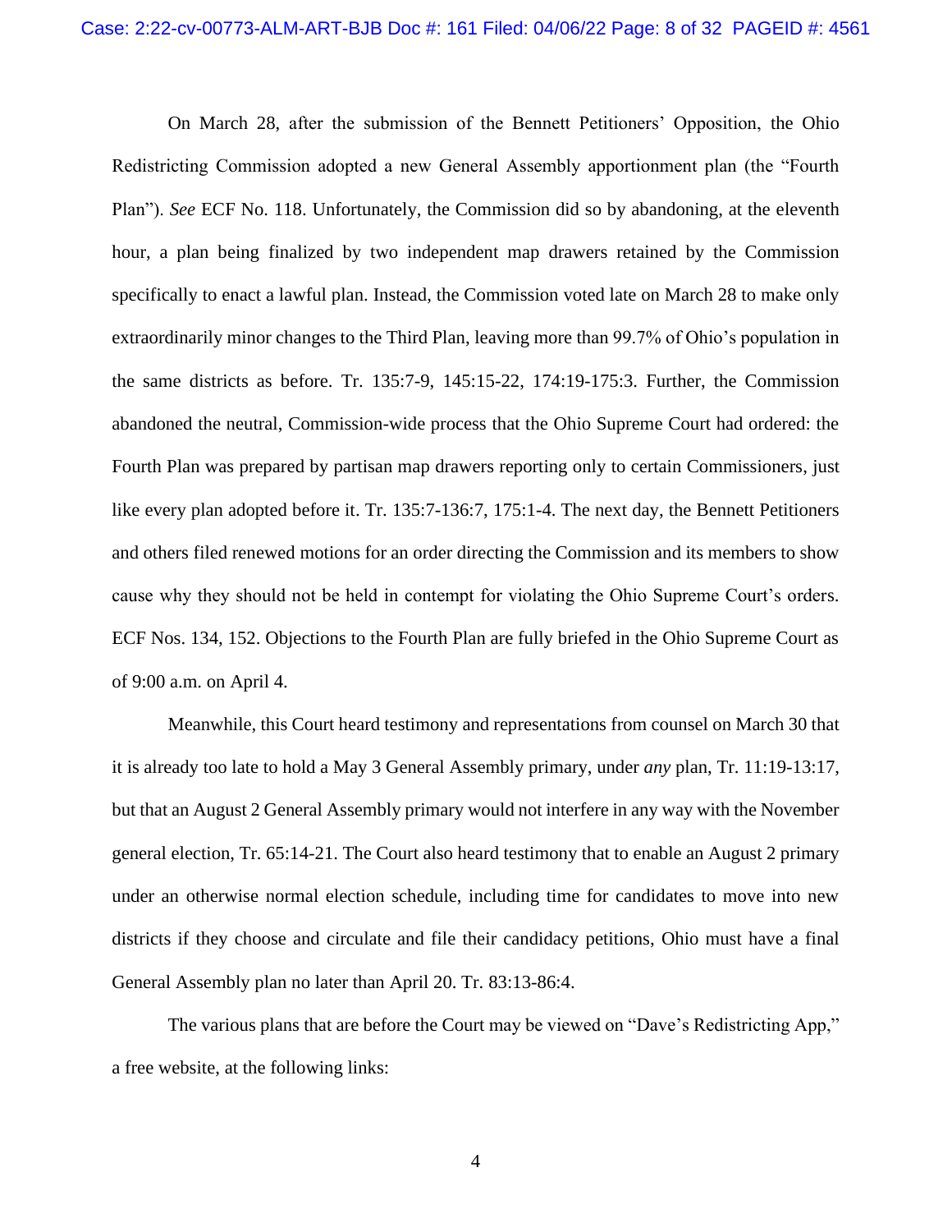On March 28, after the submission of the Bennett Petitioners' Opposition, the Ohio Redistricting Commission adopted a new General Assembly apportionment plan (the "Fourth Plan"). *See* ECF No. 118. Unfortunately, the Commission did so by abandoning, at the eleventh hour, a plan being finalized by two independent map drawers retained by the Commission specifically to enact a lawful plan. Instead, the Commission voted late on March 28 to make only extraordinarily minor changes to the Third Plan, leaving more than 99.7% of Ohio's population in the same districts as before. Tr. 135:7-9, 145:15-22, 174:19-175:3. Further, the Commission abandoned the neutral, Commission-wide process that the Ohio Supreme Court had ordered: the Fourth Plan was prepared by partisan map drawers reporting only to certain Commissioners, just like every plan adopted before it. Tr. 135:7-136:7, 175:1-4. The next day, the Bennett Petitioners and others filed renewed motions for an order directing the Commission and its members to show cause why they should not be held in contempt for violating the Ohio Supreme Court's orders. ECF Nos. 134, 152. Objections to the Fourth Plan are fully briefed in the Ohio Supreme Court as of 9:00 a.m. on April 4.

Meanwhile, this Court heard testimony and representations from counsel on March 30 that it is already too late to hold a May 3 General Assembly primary, under *any* plan, Tr. 11:19-13:17, but that an August 2 General Assembly primary would not interfere in any way with the November general election, Tr. 65:14-21. The Court also heard testimony that to enable an August 2 primary under an otherwise normal election schedule, including time for candidates to move into new districts if they choose and circulate and file their candidacy petitions, Ohio must have a final General Assembly plan no later than April 20. Tr. 83:13-86:4.

The various plans that are before the Court may be viewed on "Dave's Redistricting App," a free website, at the following links: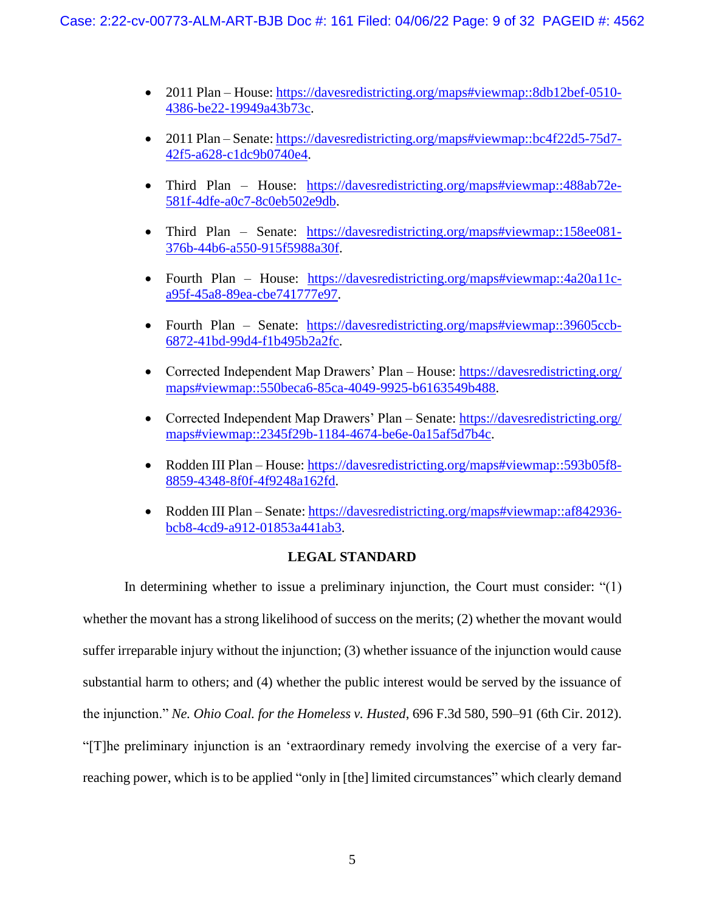- 2011 Plan – House: https://davesredistricting.org/maps#viewmap::8db12bef-0510-4386-be22-19949a43b73c.
- 2011 Plan – Senate: https://davesredistricting.org/maps#viewmap::bc4f22d5-75d7-42f5-a628-c1dc9b0740e4.
- Third Plan – House: https://davesredistricting.org/maps#viewmap::488ab72e-581f-4dfe-a0c7-8c0eb502e9db.
- Third Plan – Senate: https://davesredistricting.org/maps#viewmap::158ee081-376b-44b6-a550-915f5988a30f.
- Fourth Plan – House: https://davesredistricting.org/maps#viewmap::4a20a11c-a95f-45a8-89ea-cbe741777e97.
- Fourth Plan – Senate: https://davesredistricting.org/maps#viewmap::39605ccb-6872-41bd-99d4-f1b495b2a2fc.
- Corrected Independent Map Drawers' Plan – House: https://davesredistricting.org/maps#viewmap::550beca6-85ca-4049-9925-b6163549b488.
- Corrected Independent Map Drawers' Plan – Senate: https://davesredistricting.org/maps#viewmap::2345f29b-1184-4674-be6e-0a15af5d7b4c.
- Rodden III Plan – House: https://davesredistricting.org/maps#viewmap::593b05f8-8859-4348-8f0f-4f9248a162fd.
- Rodden III Plan – Senate: https://davesredistricting.org/maps#viewmap::af842936-bcb8-4cd9-a912-01853a441ab3.

## LEGAL STANDARD

In determining whether to issue a preliminary injunction, the Court must consider: "(1) whether the movant has a strong likelihood of success on the merits; (2) whether the movant would suffer irreparable injury without the injunction; (3) whether issuance of the injunction would cause substantial harm to others; and (4) whether the public interest would be served by the issuance of the injunction." *Ne. Ohio Coal. for the Homeless v. Husted*, 696 F.3d 580, 590–91 (6th Cir. 2012). "[T]he preliminary injunction is an 'extraordinary remedy involving the exercise of a very far-reaching power, which is to be applied "only in [the] limited circumstances" which clearly demand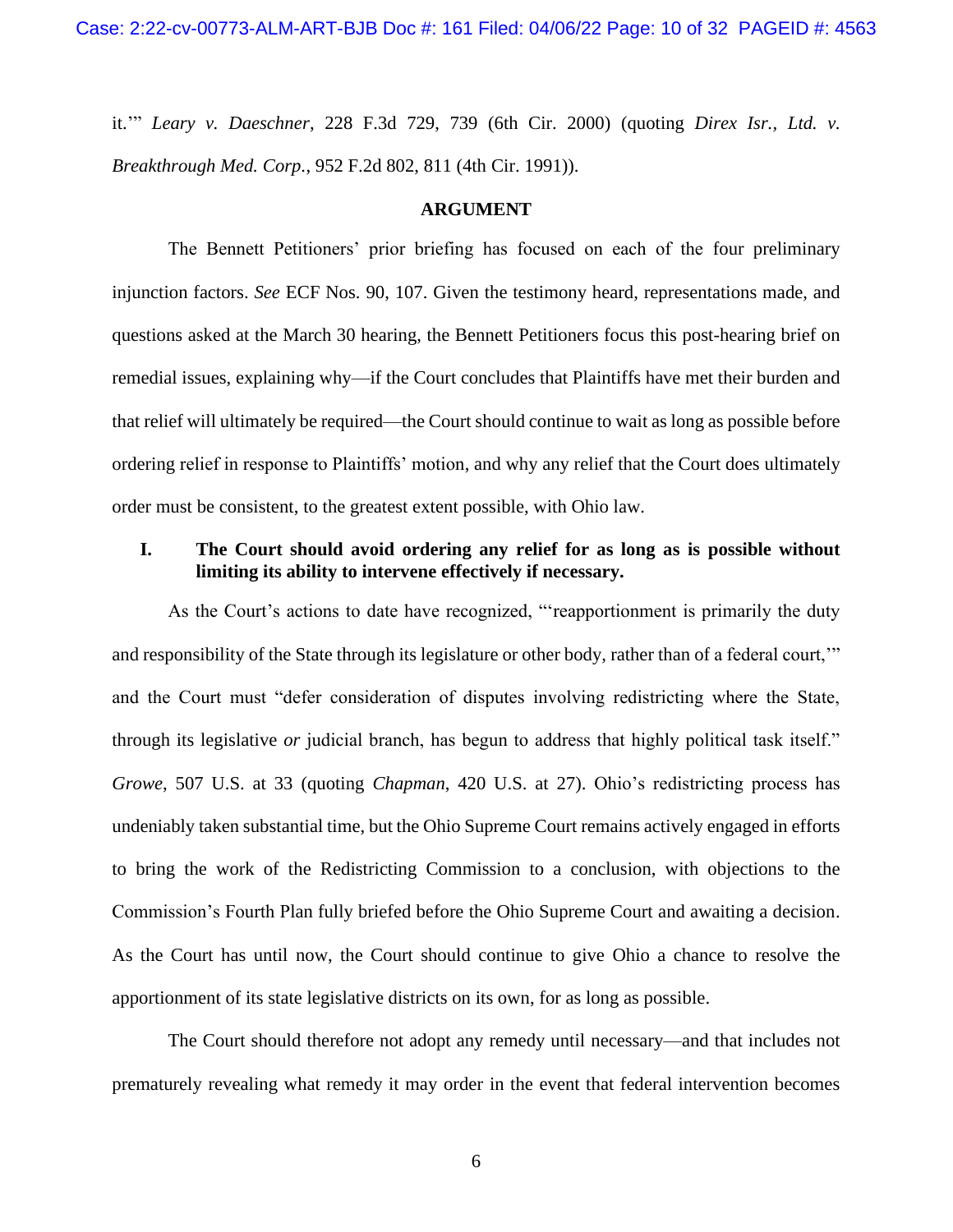it.'" *Leary v. Daeschner*, 228 F.3d 729, 739 (6th Cir. 2000) (quoting *Direx Isr., Ltd. v. Breakthrough Med. Corp.*, 952 F.2d 802, 811 (4th Cir. 1991)).

## ARGUMENT

The Bennett Petitioners' prior briefing has focused on each of the four preliminary injunction factors. *See* ECF Nos. 90, 107. Given the testimony heard, representations made, and questions asked at the March 30 hearing, the Bennett Petitioners focus this post-hearing brief on remedial issues, explaining why—if the Court concludes that Plaintiffs have met their burden and that relief will ultimately be required—the Court should continue to wait as long as possible before ordering relief in response to Plaintiffs' motion, and why any relief that the Court does ultimately order must be consistent, to the greatest extent possible, with Ohio law.

### I. The Court should avoid ordering any relief for as long as is possible without limiting its ability to intervene effectively if necessary.

As the Court's actions to date have recognized, "'reapportionment is primarily the duty and responsibility of the State through its legislature or other body, rather than of a federal court,'" and the Court must "defer consideration of disputes involving redistricting where the State, through its legislative *or* judicial branch, has begun to address that highly political task itself." *Growe*, 507 U.S. at 33 (quoting *Chapman*, 420 U.S. at 27). Ohio's redistricting process has undeniably taken substantial time, but the Ohio Supreme Court remains actively engaged in efforts to bring the work of the Redistricting Commission to a conclusion, with objections to the Commission's Fourth Plan fully briefed before the Ohio Supreme Court and awaiting a decision. As the Court has until now, the Court should continue to give Ohio a chance to resolve the apportionment of its state legislative districts on its own, for as long as possible.

The Court should therefore not adopt any remedy until necessary—and that includes not prematurely revealing what remedy it may order in the event that federal intervention becomes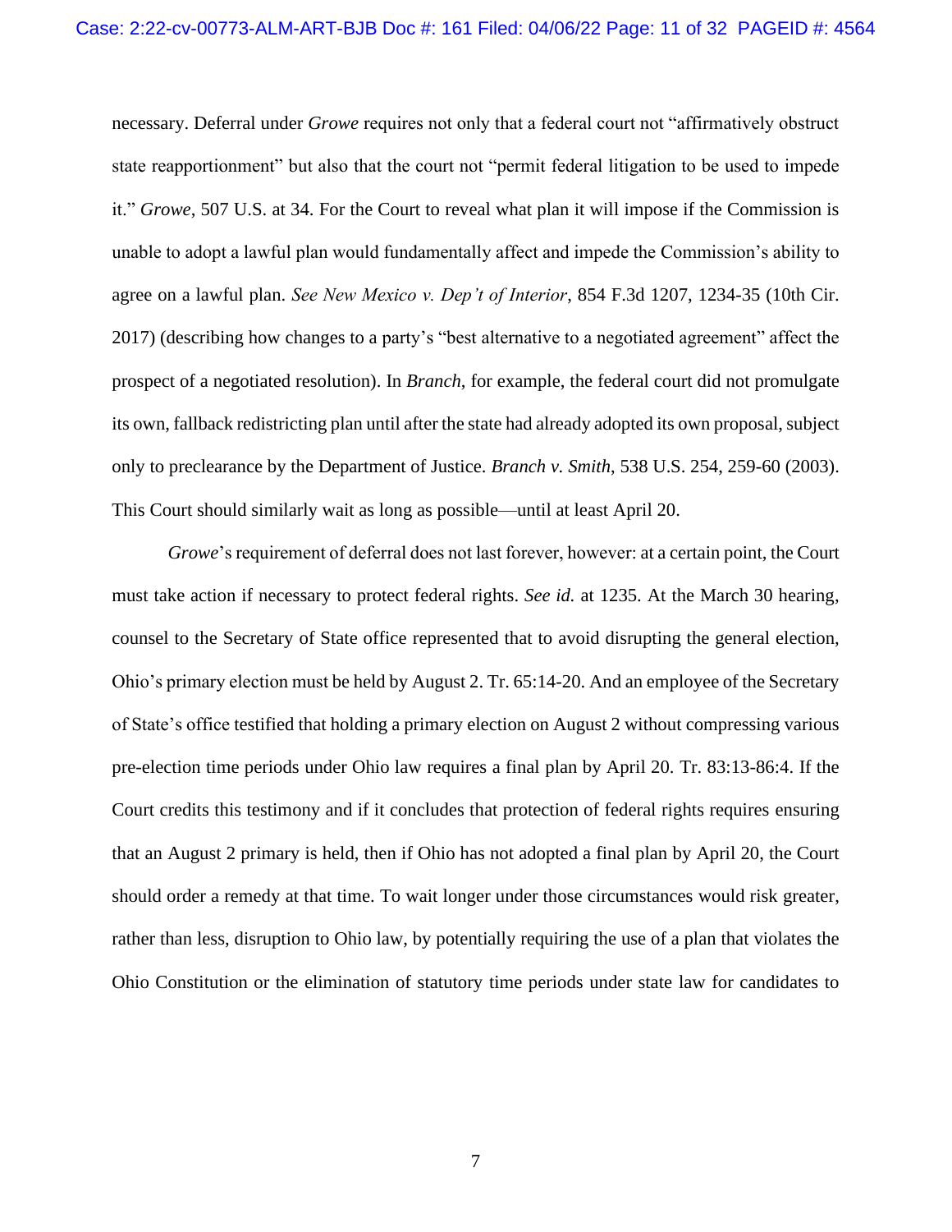necessary. Deferral under *Growe* requires not only that a federal court not "affirmatively obstruct state reapportionment" but also that the court not "permit federal litigation to be used to impede it." *Growe*, 507 U.S. at 34. For the Court to reveal what plan it will impose if the Commission is unable to adopt a lawful plan would fundamentally affect and impede the Commission's ability to agree on a lawful plan. *See New Mexico v. Dep't of Interior*, 854 F.3d 1207, 1234-35 (10th Cir. 2017) (describing how changes to a party's "best alternative to a negotiated agreement" affect the prospect of a negotiated resolution). In *Branch*, for example, the federal court did not promulgate its own, fallback redistricting plan until after the state had already adopted its own proposal, subject only to preclearance by the Department of Justice. *Branch v. Smith*, 538 U.S. 254, 259-60 (2003). This Court should similarly wait as long as possible—until at least April 20.

*Growe*'s requirement of deferral does not last forever, however: at a certain point, the Court must take action if necessary to protect federal rights. *See id.* at 1235. At the March 30 hearing, counsel to the Secretary of State office represented that to avoid disrupting the general election, Ohio's primary election must be held by August 2. Tr. 65:14-20. And an employee of the Secretary of State's office testified that holding a primary election on August 2 without compressing various pre-election time periods under Ohio law requires a final plan by April 20. Tr. 83:13-86:4. If the Court credits this testimony and if it concludes that protection of federal rights requires ensuring that an August 2 primary is held, then if Ohio has not adopted a final plan by April 20, the Court should order a remedy at that time. To wait longer under those circumstances would risk greater, rather than less, disruption to Ohio law, by potentially requiring the use of a plan that violates the Ohio Constitution or the elimination of statutory time periods under state law for candidates to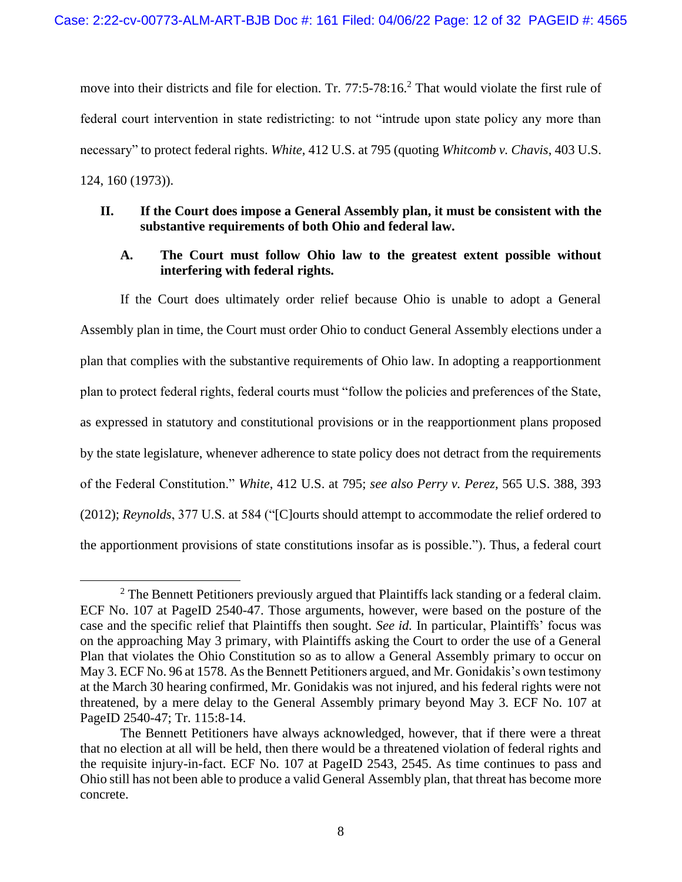move into their districts and file for election. Tr. 77:5-78:16.[2] That would violate the first rule of federal court intervention in state redistricting: to not "intrude upon state policy any more than necessary" to protect federal rights. *White*, 412 U.S. at 795 (quoting *Whitcomb v. Chavis*, 403 U.S. 124, 160 (1973)).

## II. If the Court does impose a General Assembly plan, it must be consistent with the substantive requirements of both Ohio and federal law.

### A. The Court must follow Ohio law to the greatest extent possible without interfering with federal rights.

If the Court does ultimately order relief because Ohio is unable to adopt a General Assembly plan in time, the Court must order Ohio to conduct General Assembly elections under a plan that complies with the substantive requirements of Ohio law. In adopting a reapportionment plan to protect federal rights, federal courts must "follow the policies and preferences of the State, as expressed in statutory and constitutional provisions or in the reapportionment plans proposed by the state legislature, whenever adherence to state policy does not detract from the requirements of the Federal Constitution." *White*, 412 U.S. at 795; *see also Perry v. Perez*, 565 U.S. 388, 393 (2012); *Reynolds*, 377 U.S. at 584 ("[C]ourts should attempt to accommodate the relief ordered to the apportionment provisions of state constitutions insofar as is possible."). Thus, a federal court

---

[2] The Bennett Petitioners previously argued that Plaintiffs lack standing or a federal claim. ECF No. 107 at PageID 2540-47. Those arguments, however, were based on the posture of the case and the specific relief that Plaintiffs then sought. *See id.* In particular, Plaintiffs' focus was on the approaching May 3 primary, with Plaintiffs asking the Court to order the use of a General Plan that violates the Ohio Constitution so as to allow a General Assembly primary to occur on May 3. ECF No. 96 at 1578. As the Bennett Petitioners argued, and Mr. Gonidakis's own testimony at the March 30 hearing confirmed, Mr. Gonidakis was not injured, and his federal rights were not threatened, by a mere delay to the General Assembly primary beyond May 3. ECF No. 107 at PageID 2540-47; Tr. 115:8-14.

The Bennett Petitioners have always acknowledged, however, that if there were a threat that no election at all will be held, then there would be a threatened violation of federal rights and the requisite injury-in-fact. ECF No. 107 at PageID 2543, 2545. As time continues to pass and Ohio still has not been able to produce a valid General Assembly plan, that threat has become more concrete.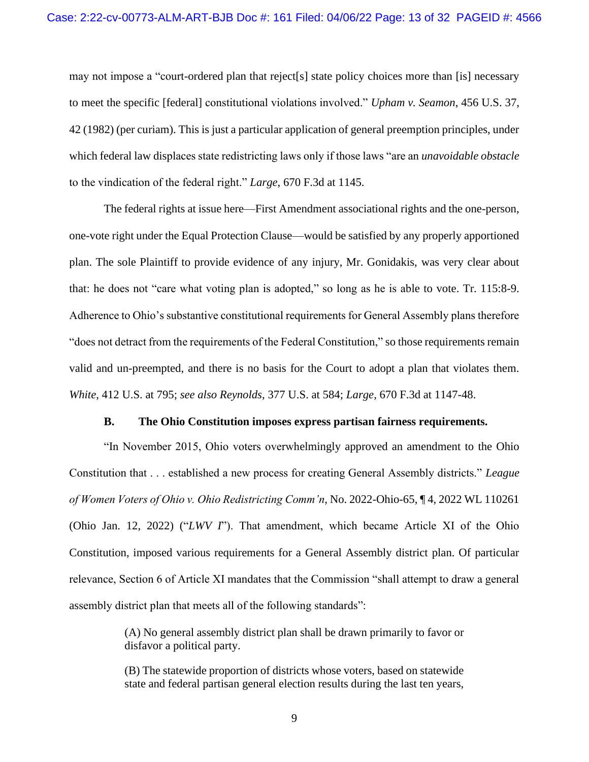may not impose a "court-ordered plan that reject[s] state policy choices more than [is] necessary to meet the specific [federal] constitutional violations involved." *Upham v. Seamon*, 456 U.S. 37, 42 (1982) (per curiam). This is just a particular application of general preemption principles, under which federal law displaces state redistricting laws only if those laws "are an *unavoidable obstacle* to the vindication of the federal right." *Large*, 670 F.3d at 1145.

The federal rights at issue here—First Amendment associational rights and the one-person, one-vote right under the Equal Protection Clause—would be satisfied by any properly apportioned plan. The sole Plaintiff to provide evidence of any injury, Mr. Gonidakis, was very clear about that: he does not "care what voting plan is adopted," so long as he is able to vote. Tr. 115:8-9. Adherence to Ohio's substantive constitutional requirements for General Assembly plans therefore "does not detract from the requirements of the Federal Constitution," so those requirements remain valid and un-preempted, and there is no basis for the Court to adopt a plan that violates them. *White*, 412 U.S. at 795; *see also Reynolds*, 377 U.S. at 584; *Large*, 670 F.3d at 1147-48.

### B. The Ohio Constitution imposes express partisan fairness requirements.

"In November 2015, Ohio voters overwhelmingly approved an amendment to the Ohio Constitution that . . . established a new process for creating General Assembly districts." *League of Women Voters of Ohio v. Ohio Redistricting Comm'n*, No. 2022-Ohio-65, ¶ 4, 2022 WL 110261 (Ohio Jan. 12, 2022) ("*LWV I*"). That amendment, which became Article XI of the Ohio Constitution, imposed various requirements for a General Assembly district plan. Of particular relevance, Section 6 of Article XI mandates that the Commission "shall attempt to draw a general assembly district plan that meets all of the following standards":

> (A) No general assembly district plan shall be drawn primarily to favor or disfavor a political party.
>
> (B) The statewide proportion of districts whose voters, based on statewide state and federal partisan general election results during the last ten years,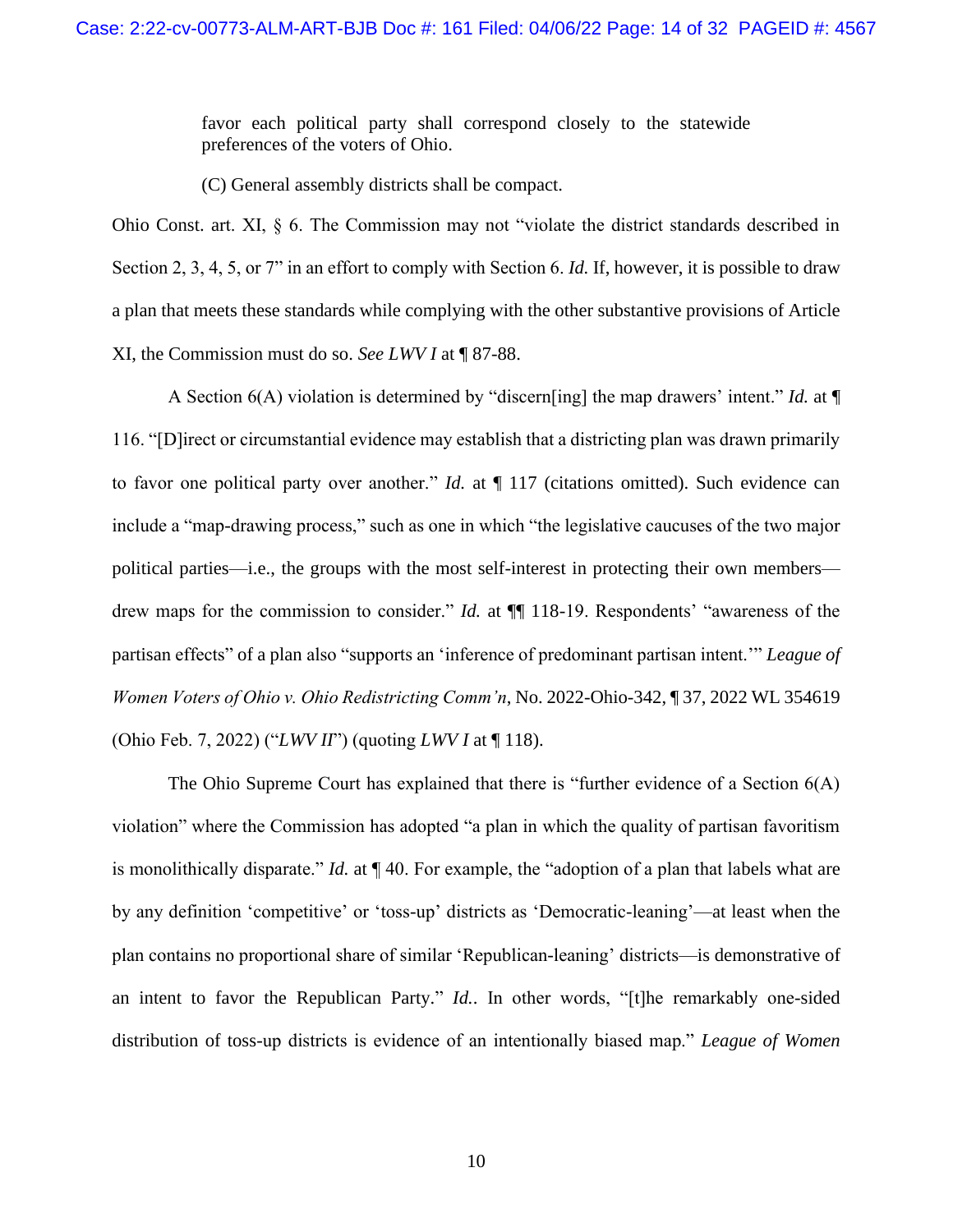> favor each political party shall correspond closely to the statewide preferences of the voters of Ohio.
>
> (C) General assembly districts shall be compact.

Ohio Const. art. XI, § 6. The Commission may not "violate the district standards described in Section 2, 3, 4, 5, or 7" in an effort to comply with Section 6. *Id.* If, however, it is possible to draw a plan that meets these standards while complying with the other substantive provisions of Article XI, the Commission must do so. *See LWV I* at ¶ 87-88.

A Section 6(A) violation is determined by "discern[ing] the map drawers' intent." *Id.* at ¶ 116. "[D]irect or circumstantial evidence may establish that a districting plan was drawn primarily to favor one political party over another." *Id.* at ¶ 117 (citations omitted). Such evidence can include a "map-drawing process," such as one in which "the legislative caucuses of the two major political parties—i.e., the groups with the most self-interest in protecting their own members—drew maps for the commission to consider." *Id.* at ¶¶ 118-19. Respondents' "awareness of the partisan effects" of a plan also "supports an 'inference of predominant partisan intent.'" *League of Women Voters of Ohio v. Ohio Redistricting Comm'n*, No. 2022-Ohio-342, ¶ 37, 2022 WL 354619 (Ohio Feb. 7, 2022) ("*LWV II*") (quoting *LWV I* at ¶ 118).

The Ohio Supreme Court has explained that there is "further evidence of a Section 6(A) violation" where the Commission has adopted "a plan in which the quality of partisan favoritism is monolithically disparate." *Id.* at ¶ 40. For example, the "adoption of a plan that labels what are by any definition 'competitive' or 'toss-up' districts as 'Democratic-leaning'—at least when the plan contains no proportional share of similar 'Republican-leaning' districts—is demonstrative of an intent to favor the Republican Party." *Id.*. In other words, "[t]he remarkably one-sided distribution of toss-up districts is evidence of an intentionally biased map." *League of Women*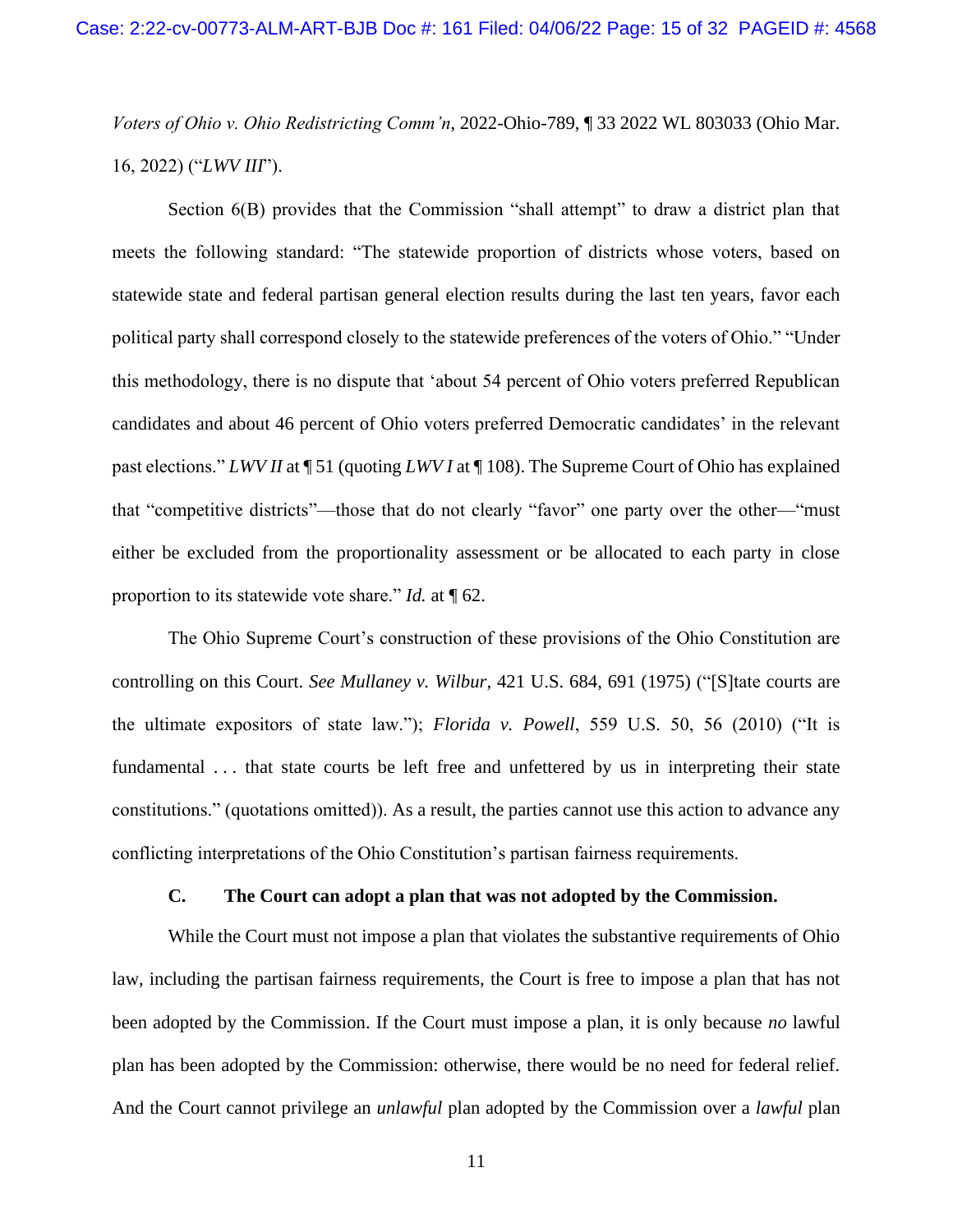*Voters of Ohio v. Ohio Redistricting Comm'n*, 2022-Ohio-789, ¶ 33 2022 WL 803033 (Ohio Mar. 16, 2022) ("*LWV III*").

Section 6(B) provides that the Commission "shall attempt" to draw a district plan that meets the following standard: "The statewide proportion of districts whose voters, based on statewide state and federal partisan general election results during the last ten years, favor each political party shall correspond closely to the statewide preferences of the voters of Ohio." "Under this methodology, there is no dispute that 'about 54 percent of Ohio voters preferred Republican candidates and about 46 percent of Ohio voters preferred Democratic candidates' in the relevant past elections." *LWV II* at ¶ 51 (quoting *LWV I* at ¶ 108). The Supreme Court of Ohio has explained that "competitive districts"—those that do not clearly "favor" one party over the other—"must either be excluded from the proportionality assessment or be allocated to each party in close proportion to its statewide vote share." *Id.* at ¶ 62.

The Ohio Supreme Court's construction of these provisions of the Ohio Constitution are controlling on this Court. *See Mullaney v. Wilbur*, 421 U.S. 684, 691 (1975) ("[S]tate courts are the ultimate expositors of state law."); *Florida v. Powell*, 559 U.S. 50, 56 (2010) ("It is fundamental . . . that state courts be left free and unfettered by us in interpreting their state constitutions." (quotations omitted)). As a result, the parties cannot use this action to advance any conflicting interpretations of the Ohio Constitution's partisan fairness requirements.

### C. The Court can adopt a plan that was not adopted by the Commission.

While the Court must not impose a plan that violates the substantive requirements of Ohio law, including the partisan fairness requirements, the Court is free to impose a plan that has not been adopted by the Commission. If the Court must impose a plan, it is only because *no* lawful plan has been adopted by the Commission: otherwise, there would be no need for federal relief. And the Court cannot privilege an *unlawful* plan adopted by the Commission over a *lawful* plan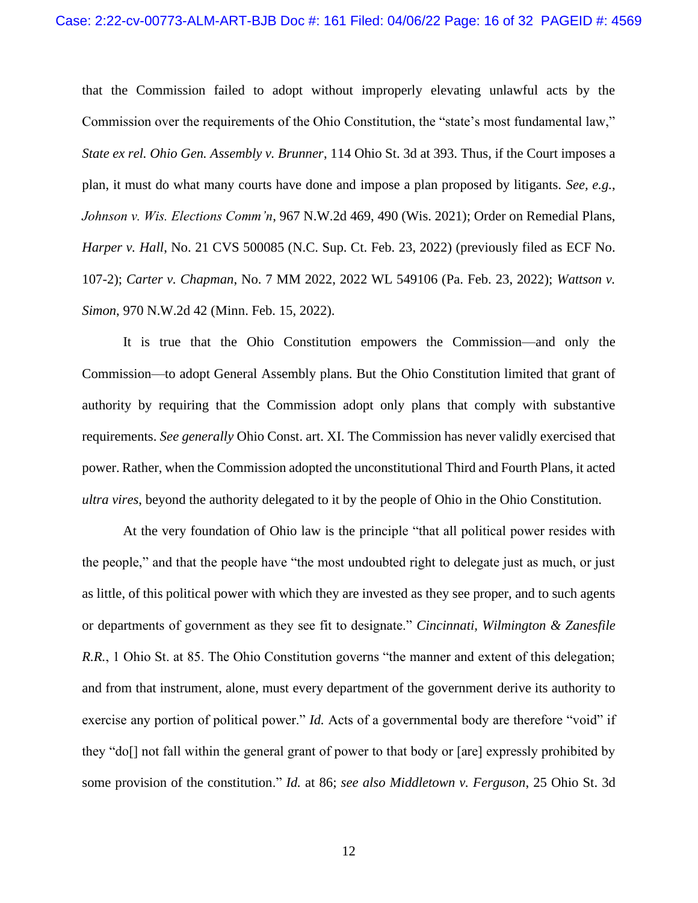that the Commission failed to adopt without improperly elevating unlawful acts by the Commission over the requirements of the Ohio Constitution, the "state's most fundamental law," *State ex rel. Ohio Gen. Assembly v. Brunner*, 114 Ohio St. 3d at 393. Thus, if the Court imposes a plan, it must do what many courts have done and impose a plan proposed by litigants. *See, e.g.*, *Johnson v. Wis. Elections Comm'n*, 967 N.W.2d 469, 490 (Wis. 2021); Order on Remedial Plans, *Harper v. Hall*, No. 21 CVS 500085 (N.C. Sup. Ct. Feb. 23, 2022) (previously filed as ECF No. 107-2); *Carter v. Chapman*, No. 7 MM 2022, 2022 WL 549106 (Pa. Feb. 23, 2022); *Wattson v. Simon*, 970 N.W.2d 42 (Minn. Feb. 15, 2022).

It is true that the Ohio Constitution empowers the Commission—and only the Commission—to adopt General Assembly plans. But the Ohio Constitution limited that grant of authority by requiring that the Commission adopt only plans that comply with substantive requirements. *See generally* Ohio Const. art. XI. The Commission has never validly exercised that power. Rather, when the Commission adopted the unconstitutional Third and Fourth Plans, it acted *ultra vires*, beyond the authority delegated to it by the people of Ohio in the Ohio Constitution.

At the very foundation of Ohio law is the principle "that all political power resides with the people," and that the people have "the most undoubted right to delegate just as much, or just as little, of this political power with which they are invested as they see proper, and to such agents or departments of government as they see fit to designate." *Cincinnati, Wilmington & Zanesfile R.R.*, 1 Ohio St. at 85. The Ohio Constitution governs "the manner and extent of this delegation; and from that instrument, alone, must every department of the government derive its authority to exercise any portion of political power." *Id.* Acts of a governmental body are therefore "void" if they "do[] not fall within the general grant of power to that body or [are] expressly prohibited by some provision of the constitution." *Id.* at 86; *see also Middletown v. Ferguson*, 25 Ohio St. 3d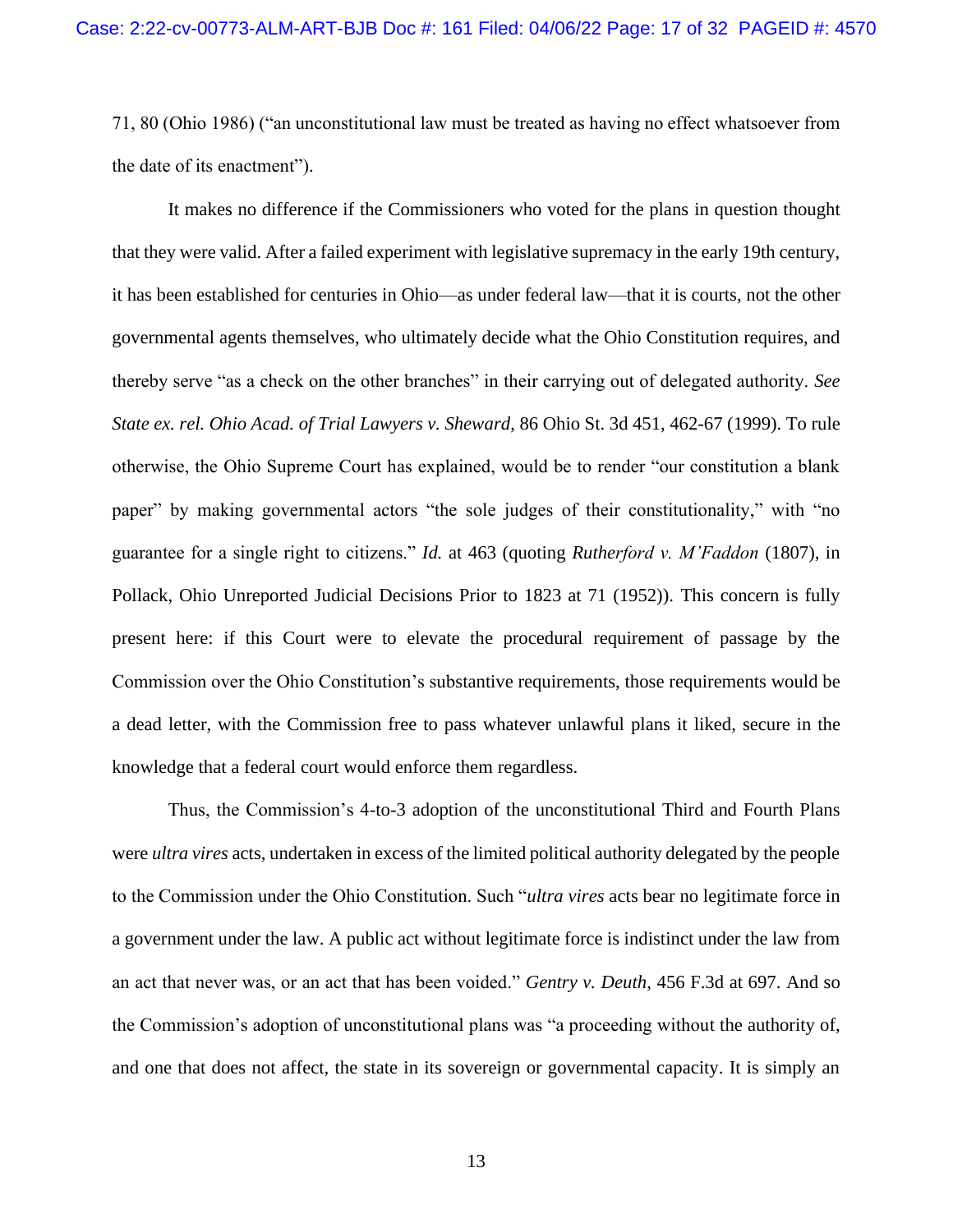71, 80 (Ohio 1986) ("an unconstitutional law must be treated as having no effect whatsoever from the date of its enactment").

It makes no difference if the Commissioners who voted for the plans in question thought that they were valid. After a failed experiment with legislative supremacy in the early 19th century, it has been established for centuries in Ohio—as under federal law—that it is courts, not the other governmental agents themselves, who ultimately decide what the Ohio Constitution requires, and thereby serve "as a check on the other branches" in their carrying out of delegated authority. *See State ex. rel. Ohio Acad. of Trial Lawyers v. Sheward*, 86 Ohio St. 3d 451, 462-67 (1999). To rule otherwise, the Ohio Supreme Court has explained, would be to render "our constitution a blank paper" by making governmental actors "the sole judges of their constitutionality," with "no guarantee for a single right to citizens." *Id.* at 463 (quoting *Rutherford v. M'Faddon* (1807), in Pollack, Ohio Unreported Judicial Decisions Prior to 1823 at 71 (1952)). This concern is fully present here: if this Court were to elevate the procedural requirement of passage by the Commission over the Ohio Constitution's substantive requirements, those requirements would be a dead letter, with the Commission free to pass whatever unlawful plans it liked, secure in the knowledge that a federal court would enforce them regardless.

Thus, the Commission's 4-to-3 adoption of the unconstitutional Third and Fourth Plans were *ultra vires* acts, undertaken in excess of the limited political authority delegated by the people to the Commission under the Ohio Constitution. Such "*ultra vires* acts bear no legitimate force in a government under the law. A public act without legitimate force is indistinct under the law from an act that never was, or an act that has been voided." *Gentry v. Deuth*, 456 F.3d at 697. And so the Commission's adoption of unconstitutional plans was "a proceeding without the authority of, and one that does not affect, the state in its sovereign or governmental capacity. It is simply an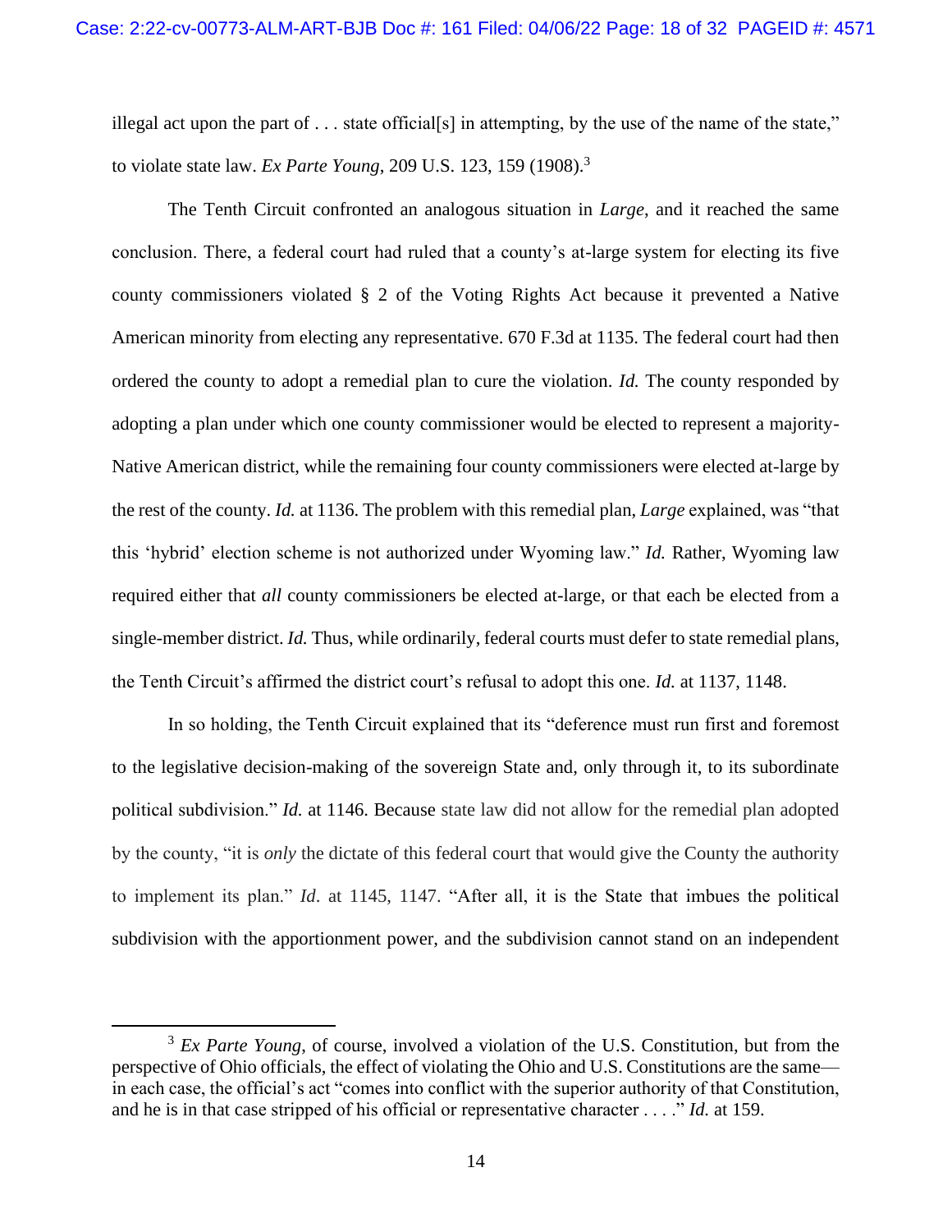illegal act upon the part of . . . state official[s] in attempting, by the use of the name of the state," to violate state law. *Ex Parte Young*, 209 U.S. 123, 159 (1908).[3]

The Tenth Circuit confronted an analogous situation in *Large*, and it reached the same conclusion. There, a federal court had ruled that a county's at-large system for electing its five county commissioners violated § 2 of the Voting Rights Act because it prevented a Native American minority from electing any representative. 670 F.3d at 1135. The federal court had then ordered the county to adopt a remedial plan to cure the violation. *Id.* The county responded by adopting a plan under which one county commissioner would be elected to represent a majority-Native American district, while the remaining four county commissioners were elected at-large by the rest of the county. *Id.* at 1136. The problem with this remedial plan, *Large* explained, was "that this 'hybrid' election scheme is not authorized under Wyoming law." *Id.* Rather, Wyoming law required either that *all* county commissioners be elected at-large, or that each be elected from a single-member district. *Id.* Thus, while ordinarily, federal courts must defer to state remedial plans, the Tenth Circuit's affirmed the district court's refusal to adopt this one. *Id.* at 1137, 1148.

In so holding, the Tenth Circuit explained that its "deference must run first and foremost to the legislative decision-making of the sovereign State and, only through it, to its subordinate political subdivision." *Id.* at 1146. Because state law did not allow for the remedial plan adopted by the county, "it is *only* the dictate of this federal court that would give the County the authority to implement its plan." *Id*. at 1145, 1147. "After all, it is the State that imbues the political subdivision with the apportionment power, and the subdivision cannot stand on an independent

[3] *Ex Parte Young*, of course, involved a violation of the U.S. Constitution, but from the perspective of Ohio officials, the effect of violating the Ohio and U.S. Constitutions are the same—in each case, the official's act "comes into conflict with the superior authority of that Constitution, and he is in that case stripped of his official or representative character . . . ." *Id.* at 159.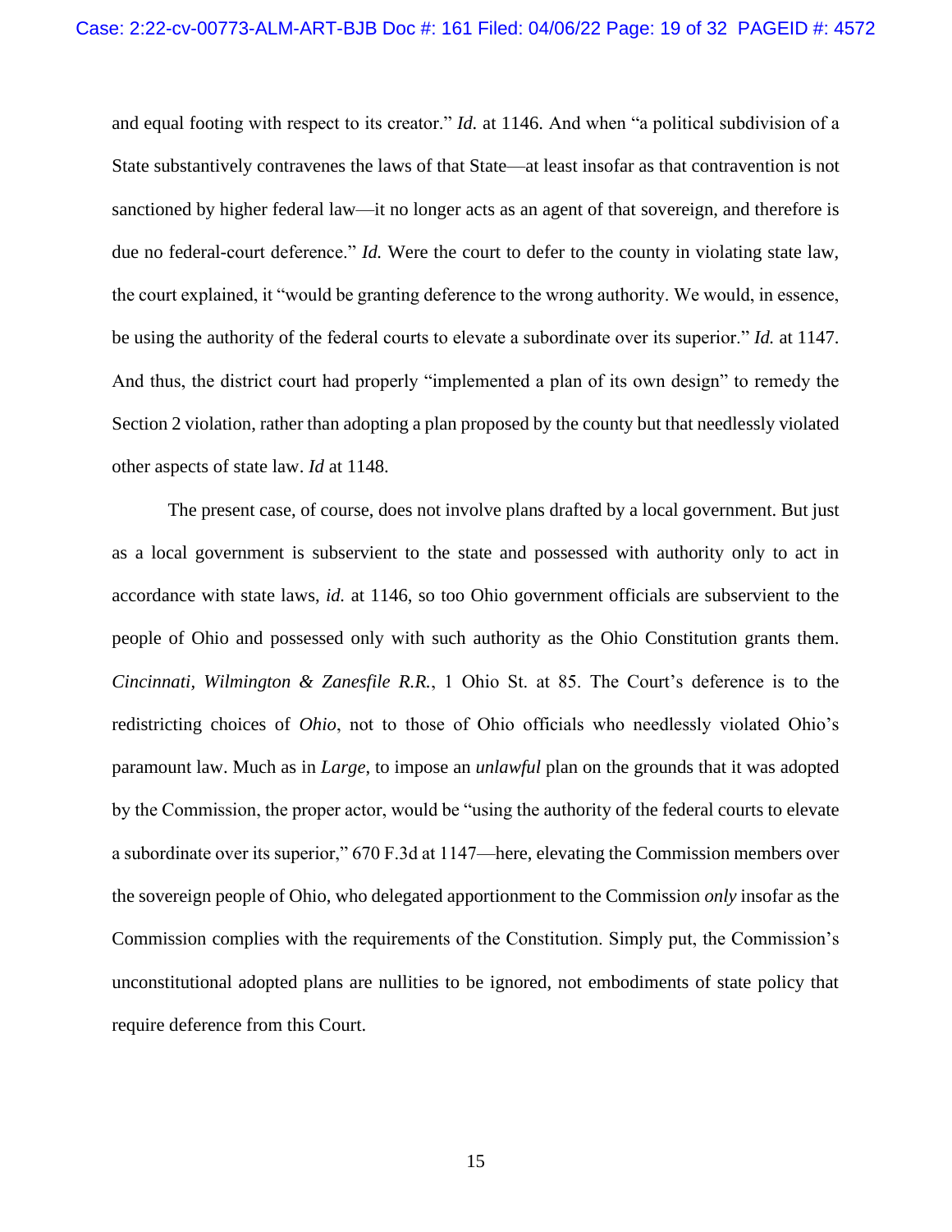and equal footing with respect to its creator." *Id.* at 1146. And when "a political subdivision of a State substantively contravenes the laws of that State—at least insofar as that contravention is not sanctioned by higher federal law—it no longer acts as an agent of that sovereign, and therefore is due no federal-court deference." *Id.* Were the court to defer to the county in violating state law, the court explained, it "would be granting deference to the wrong authority. We would, in essence, be using the authority of the federal courts to elevate a subordinate over its superior." *Id.* at 1147. And thus, the district court had properly "implemented a plan of its own design" to remedy the Section 2 violation, rather than adopting a plan proposed by the county but that needlessly violated other aspects of state law. *Id* at 1148.

The present case, of course, does not involve plans drafted by a local government. But just as a local government is subservient to the state and possessed with authority only to act in accordance with state laws, *id.* at 1146, so too Ohio government officials are subservient to the people of Ohio and possessed only with such authority as the Ohio Constitution grants them. *Cincinnati, Wilmington & Zanesfile R.R.*, 1 Ohio St. at 85. The Court's deference is to the redistricting choices of *Ohio*, not to those of Ohio officials who needlessly violated Ohio's paramount law. Much as in *Large*, to impose an *unlawful* plan on the grounds that it was adopted by the Commission, the proper actor, would be "using the authority of the federal courts to elevate a subordinate over its superior," 670 F.3d at 1147—here, elevating the Commission members over the sovereign people of Ohio, who delegated apportionment to the Commission *only* insofar as the Commission complies with the requirements of the Constitution. Simply put, the Commission's unconstitutional adopted plans are nullities to be ignored, not embodiments of state policy that require deference from this Court.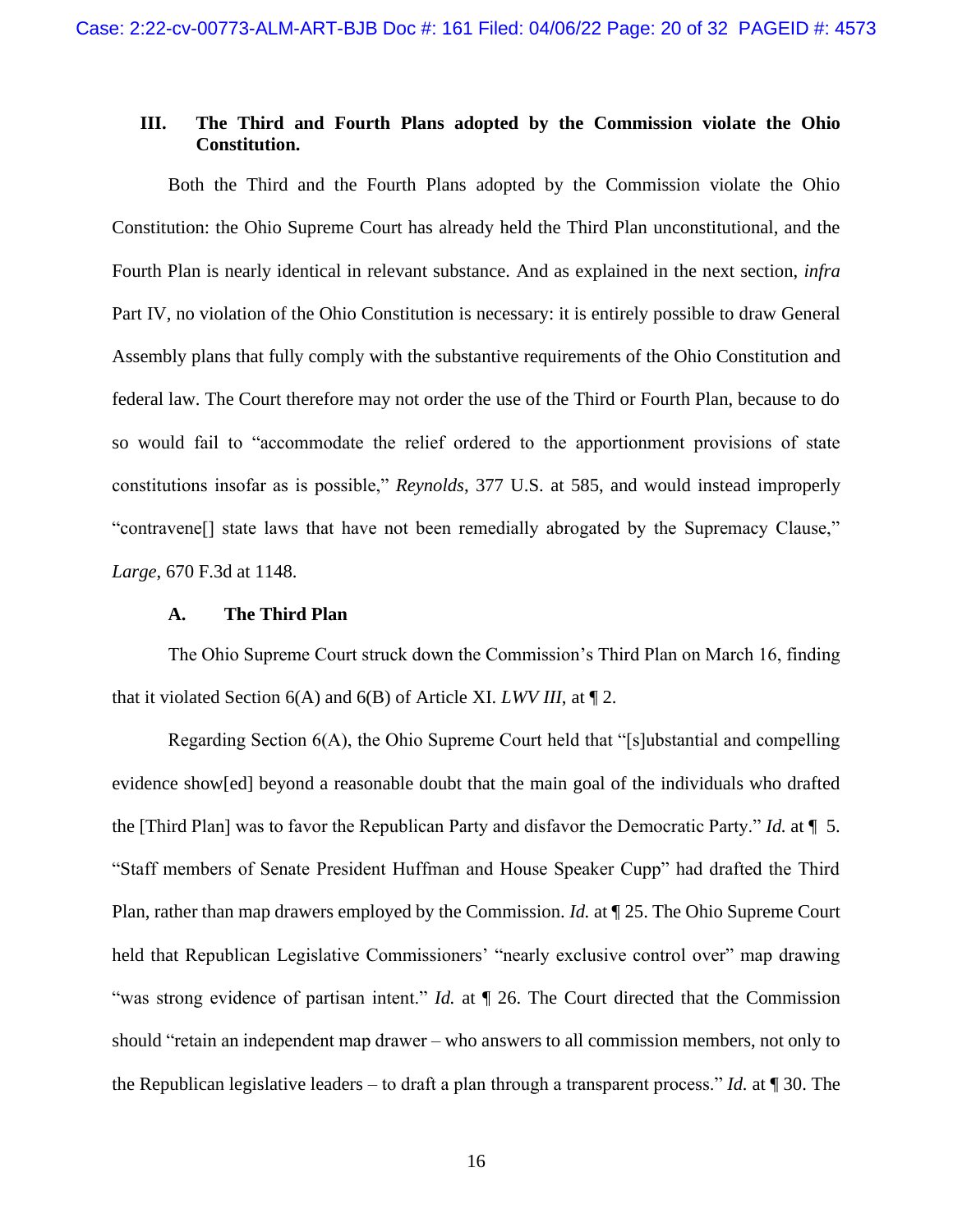### III. The Third and Fourth Plans adopted by the Commission violate the Ohio Constitution.

Both the Third and the Fourth Plans adopted by the Commission violate the Ohio Constitution: the Ohio Supreme Court has already held the Third Plan unconstitutional, and the Fourth Plan is nearly identical in relevant substance. And as explained in the next section, *infra* Part IV, no violation of the Ohio Constitution is necessary: it is entirely possible to draw General Assembly plans that fully comply with the substantive requirements of the Ohio Constitution and federal law. The Court therefore may not order the use of the Third or Fourth Plan, because to do so would fail to "accommodate the relief ordered to the apportionment provisions of state constitutions insofar as is possible," *Reynolds*, 377 U.S. at 585, and would instead improperly "contravene[] state laws that have not been remedially abrogated by the Supremacy Clause," *Large*, 670 F.3d at 1148.

#### A. The Third Plan

The Ohio Supreme Court struck down the Commission's Third Plan on March 16, finding that it violated Section 6(A) and 6(B) of Article XI. *LWV III*, at ¶ 2.

Regarding Section 6(A), the Ohio Supreme Court held that "[s]ubstantial and compelling evidence show[ed] beyond a reasonable doubt that the main goal of the individuals who drafted the [Third Plan] was to favor the Republican Party and disfavor the Democratic Party." *Id.* at ¶ 5. "Staff members of Senate President Huffman and House Speaker Cupp" had drafted the Third Plan, rather than map drawers employed by the Commission. *Id.* at ¶ 25. The Ohio Supreme Court held that Republican Legislative Commissioners' "nearly exclusive control over" map drawing "was strong evidence of partisan intent." *Id.* at ¶ 26. The Court directed that the Commission should "retain an independent map drawer – who answers to all commission members, not only to the Republican legislative leaders – to draft a plan through a transparent process." *Id.* at ¶ 30. The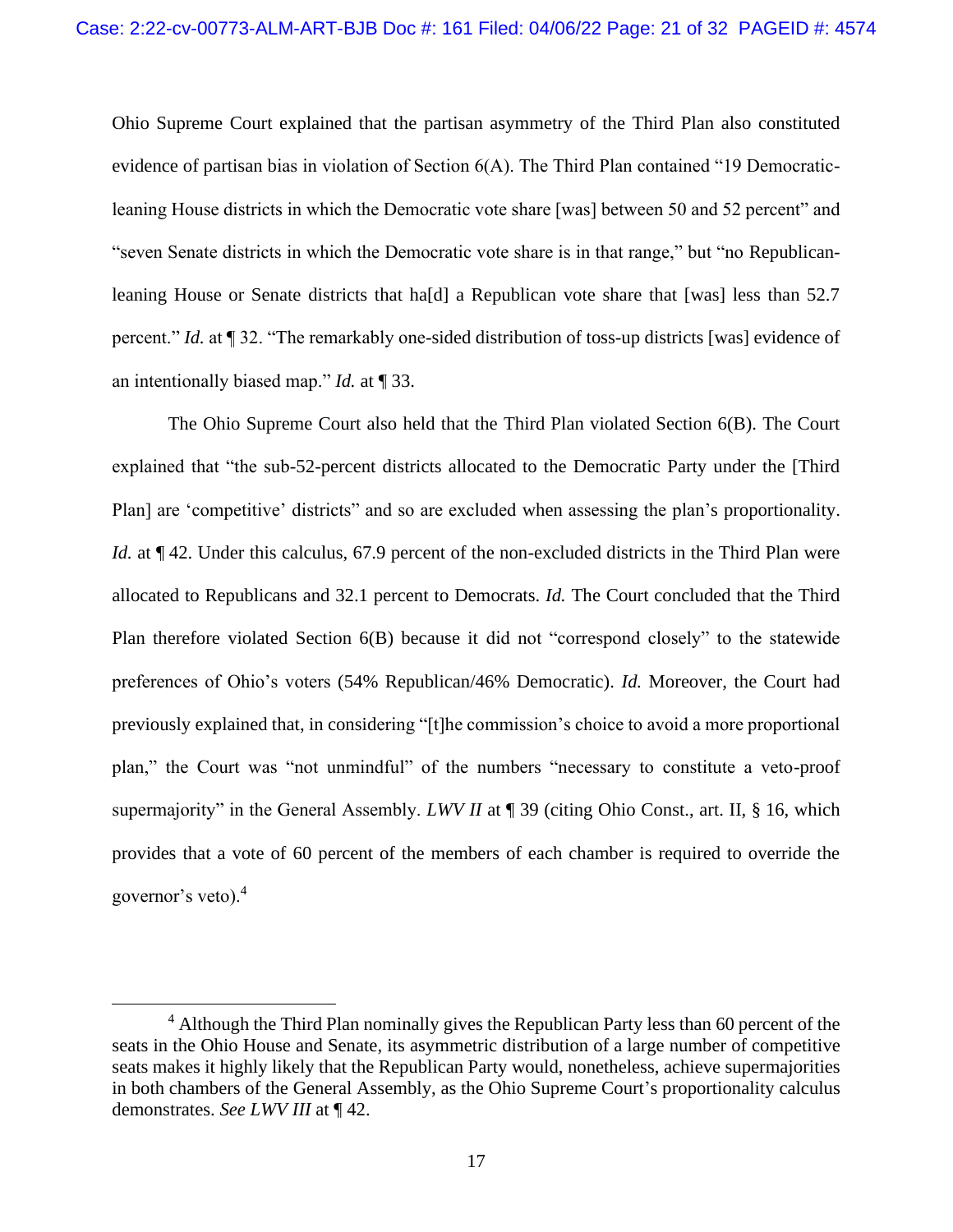Ohio Supreme Court explained that the partisan asymmetry of the Third Plan also constituted evidence of partisan bias in violation of Section 6(A). The Third Plan contained "19 Democratic-leaning House districts in which the Democratic vote share [was] between 50 and 52 percent" and "seven Senate districts in which the Democratic vote share is in that range," but "no Republican-leaning House or Senate districts that ha[d] a Republican vote share that [was] less than 52.7 percent." *Id.* at ¶ 32. "The remarkably one-sided distribution of toss-up districts [was] evidence of an intentionally biased map." *Id.* at ¶ 33.

The Ohio Supreme Court also held that the Third Plan violated Section 6(B). The Court explained that "the sub-52-percent districts allocated to the Democratic Party under the [Third Plan] are 'competitive' districts" and so are excluded when assessing the plan's proportionality. *Id.* at ¶ 42. Under this calculus, 67.9 percent of the non-excluded districts in the Third Plan were allocated to Republicans and 32.1 percent to Democrats. *Id.* The Court concluded that the Third Plan therefore violated Section 6(B) because it did not "correspond closely" to the statewide preferences of Ohio's voters (54% Republican/46% Democratic). *Id.* Moreover, the Court had previously explained that, in considering "[t]he commission's choice to avoid a more proportional plan," the Court was "not unmindful" of the numbers "necessary to constitute a veto-proof supermajority" in the General Assembly. *LWV II* at ¶ 39 (citing Ohio Const., art. II, § 16, which provides that a vote of 60 percent of the members of each chamber is required to override the governor's veto).[4]

---

[4] Although the Third Plan nominally gives the Republican Party less than 60 percent of the seats in the Ohio House and Senate, its asymmetric distribution of a large number of competitive seats makes it highly likely that the Republican Party would, nonetheless, achieve supermajorities in both chambers of the General Assembly, as the Ohio Supreme Court's proportionality calculus demonstrates. *See LWV III* at ¶ 42.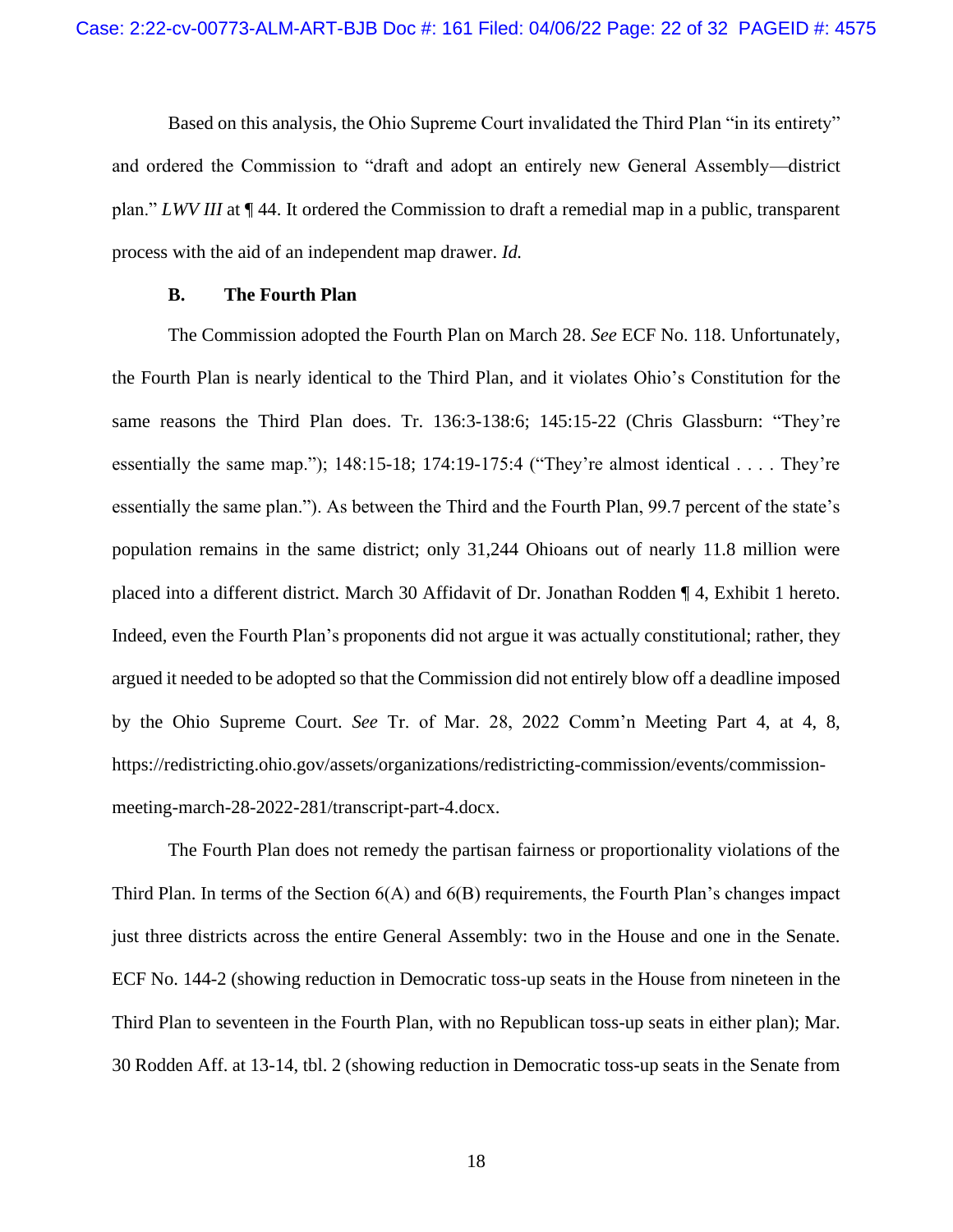Based on this analysis, the Ohio Supreme Court invalidated the Third Plan "in its entirety" and ordered the Commission to "draft and adopt an entirely new General Assembly—district plan." *LWV III* at ¶ 44. It ordered the Commission to draft a remedial map in a public, transparent process with the aid of an independent map drawer. *Id.*

### B. The Fourth Plan

The Commission adopted the Fourth Plan on March 28. *See* ECF No. 118. Unfortunately, the Fourth Plan is nearly identical to the Third Plan, and it violates Ohio's Constitution for the same reasons the Third Plan does. Tr. 136:3-138:6; 145:15-22 (Chris Glassburn: "They're essentially the same map."); 148:15-18; 174:19-175:4 ("They're almost identical . . . . They're essentially the same plan."). As between the Third and the Fourth Plan, 99.7 percent of the state's population remains in the same district; only 31,244 Ohioans out of nearly 11.8 million were placed into a different district. March 30 Affidavit of Dr. Jonathan Rodden ¶ 4, Exhibit 1 hereto. Indeed, even the Fourth Plan's proponents did not argue it was actually constitutional; rather, they argued it needed to be adopted so that the Commission did not entirely blow off a deadline imposed by the Ohio Supreme Court. *See* Tr. of Mar. 28, 2022 Comm'n Meeting Part 4, at 4, 8, https://redistricting.ohio.gov/assets/organizations/redistricting-commission/events/commission-meeting-march-28-2022-281/transcript-part-4.docx.

The Fourth Plan does not remedy the partisan fairness or proportionality violations of the Third Plan. In terms of the Section 6(A) and 6(B) requirements, the Fourth Plan's changes impact just three districts across the entire General Assembly: two in the House and one in the Senate. ECF No. 144-2 (showing reduction in Democratic toss-up seats in the House from nineteen in the Third Plan to seventeen in the Fourth Plan, with no Republican toss-up seats in either plan); Mar. 30 Rodden Aff. at 13-14, tbl. 2 (showing reduction in Democratic toss-up seats in the Senate from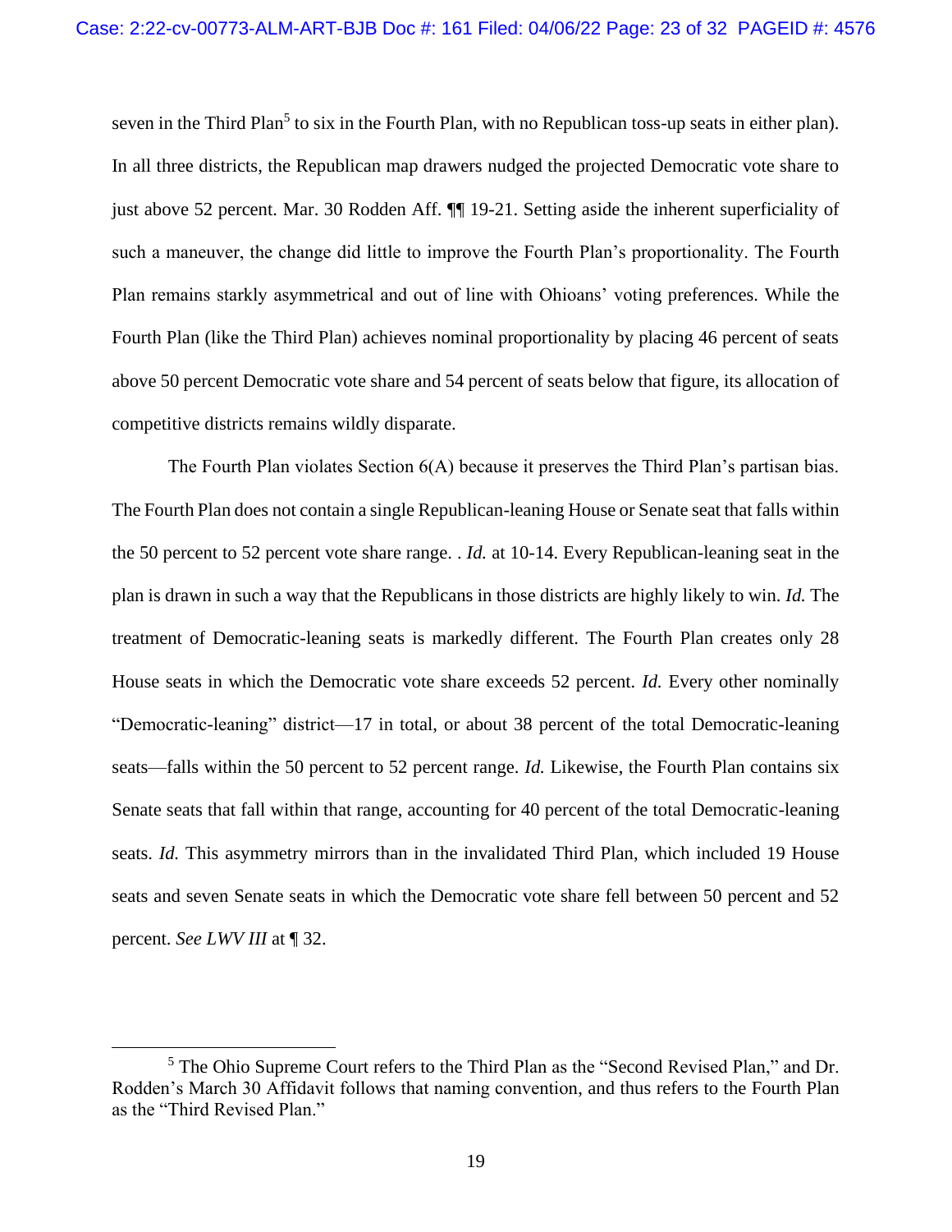seven in the Third Plan[5] to six in the Fourth Plan, with no Republican toss-up seats in either plan). In all three districts, the Republican map drawers nudged the projected Democratic vote share to just above 52 percent. Mar. 30 Rodden Aff. ¶¶ 19-21. Setting aside the inherent superficiality of such a maneuver, the change did little to improve the Fourth Plan's proportionality. The Fourth Plan remains starkly asymmetrical and out of line with Ohioans' voting preferences. While the Fourth Plan (like the Third Plan) achieves nominal proportionality by placing 46 percent of seats above 50 percent Democratic vote share and 54 percent of seats below that figure, its allocation of competitive districts remains wildly disparate.

The Fourth Plan violates Section 6(A) because it preserves the Third Plan's partisan bias. The Fourth Plan does not contain a single Republican-leaning House or Senate seat that falls within the 50 percent to 52 percent vote share range. . *Id.* at 10-14. Every Republican-leaning seat in the plan is drawn in such a way that the Republicans in those districts are highly likely to win. *Id.* The treatment of Democratic-leaning seats is markedly different. The Fourth Plan creates only 28 House seats in which the Democratic vote share exceeds 52 percent. *Id.* Every other nominally "Democratic-leaning" district—17 in total, or about 38 percent of the total Democratic-leaning seats—falls within the 50 percent to 52 percent range. *Id.* Likewise, the Fourth Plan contains six Senate seats that fall within that range, accounting for 40 percent of the total Democratic-leaning seats. *Id.* This asymmetry mirrors than in the invalidated Third Plan, which included 19 House seats and seven Senate seats in which the Democratic vote share fell between 50 percent and 52 percent. *See LWV III* at ¶ 32.

---

[5] The Ohio Supreme Court refers to the Third Plan as the "Second Revised Plan," and Dr. Rodden's March 30 Affidavit follows that naming convention, and thus refers to the Fourth Plan as the "Third Revised Plan."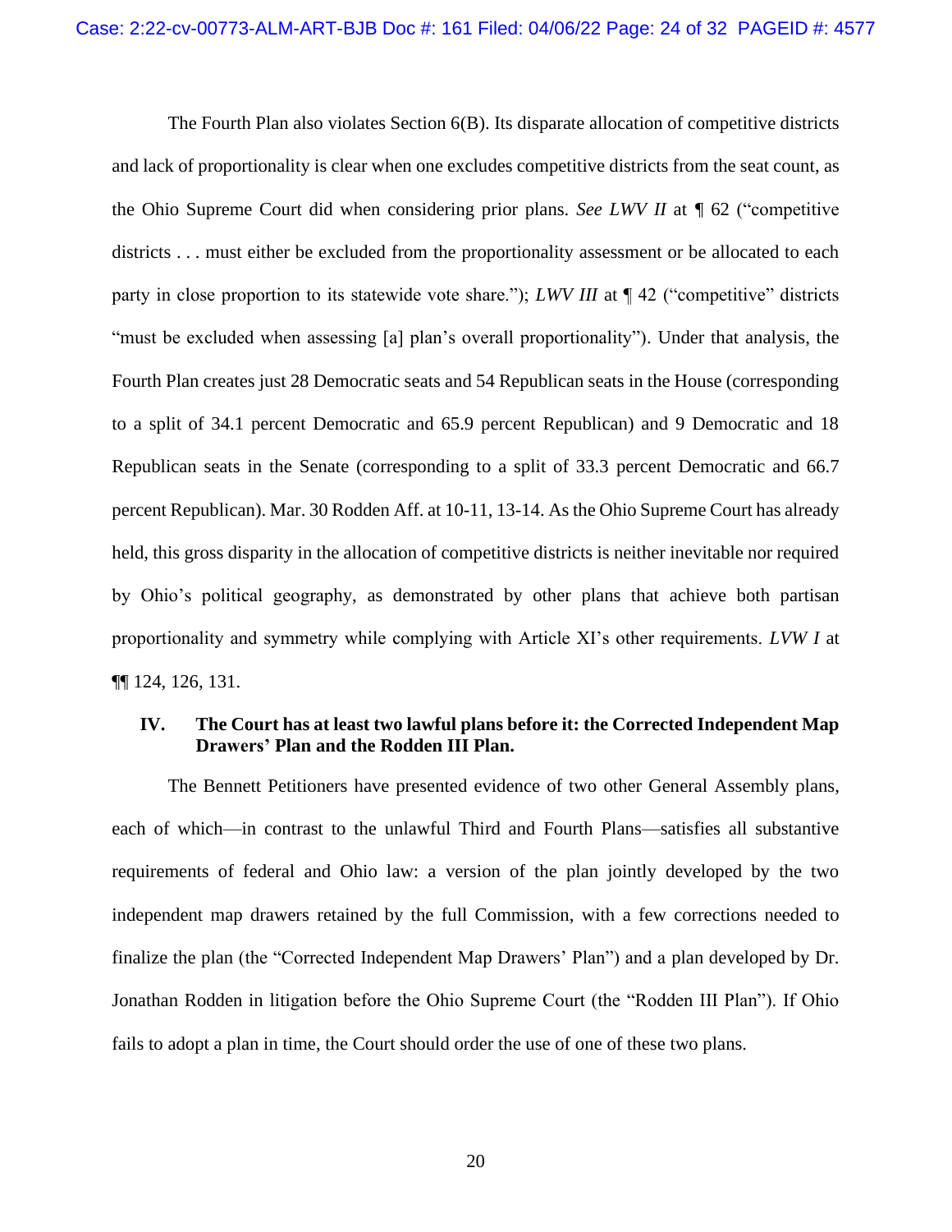The Fourth Plan also violates Section 6(B). Its disparate allocation of competitive districts and lack of proportionality is clear when one excludes competitive districts from the seat count, as the Ohio Supreme Court did when considering prior plans. *See LWV II* at ¶ 62 ("competitive districts . . . must either be excluded from the proportionality assessment or be allocated to each party in close proportion to its statewide vote share."); *LWV III* at ¶ 42 ("competitive" districts "must be excluded when assessing [a] plan's overall proportionality"). Under that analysis, the Fourth Plan creates just 28 Democratic seats and 54 Republican seats in the House (corresponding to a split of 34.1 percent Democratic and 65.9 percent Republican) and 9 Democratic and 18 Republican seats in the Senate (corresponding to a split of 33.3 percent Democratic and 66.7 percent Republican). Mar. 30 Rodden Aff. at 10-11, 13-14. As the Ohio Supreme Court has already held, this gross disparity in the allocation of competitive districts is neither inevitable nor required by Ohio's political geography, as demonstrated by other plans that achieve both partisan proportionality and symmetry while complying with Article XI's other requirements. *LVW I* at ¶¶ 124, 126, 131.

## IV. The Court has at least two lawful plans before it: the Corrected Independent Map Drawers' Plan and the Rodden III Plan.

The Bennett Petitioners have presented evidence of two other General Assembly plans, each of which—in contrast to the unlawful Third and Fourth Plans—satisfies all substantive requirements of federal and Ohio law: a version of the plan jointly developed by the two independent map drawers retained by the full Commission, with a few corrections needed to finalize the plan (the "Corrected Independent Map Drawers' Plan") and a plan developed by Dr. Jonathan Rodden in litigation before the Ohio Supreme Court (the "Rodden III Plan"). If Ohio fails to adopt a plan in time, the Court should order the use of one of these two plans.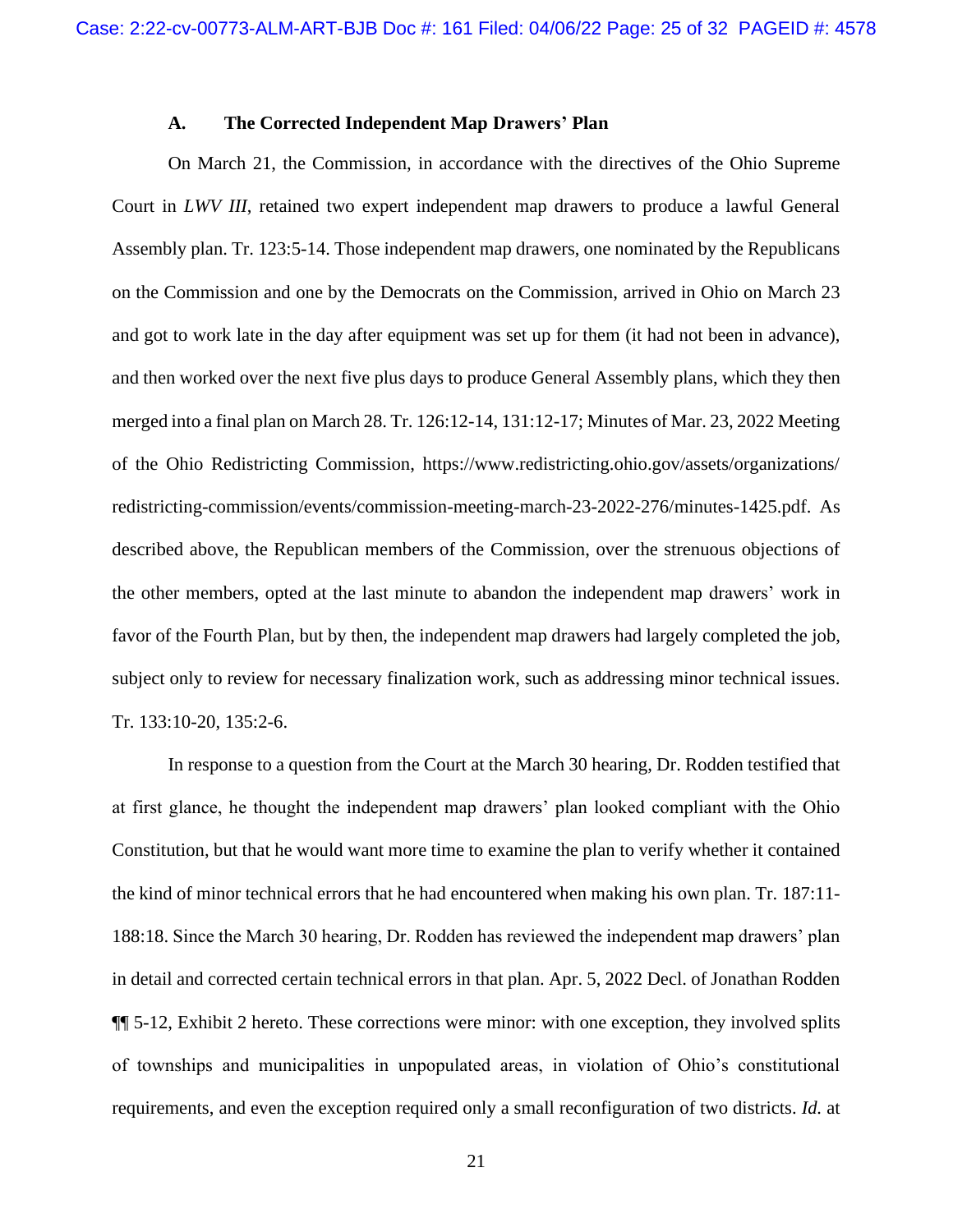### A. The Corrected Independent Map Drawers' Plan

On March 21, the Commission, in accordance with the directives of the Ohio Supreme Court in *LWV III*, retained two expert independent map drawers to produce a lawful General Assembly plan. Tr. 123:5-14. Those independent map drawers, one nominated by the Republicans on the Commission and one by the Democrats on the Commission, arrived in Ohio on March 23 and got to work late in the day after equipment was set up for them (it had not been in advance), and then worked over the next five plus days to produce General Assembly plans, which they then merged into a final plan on March 28. Tr. 126:12-14, 131:12-17; Minutes of Mar. 23, 2022 Meeting of the Ohio Redistricting Commission, https://www.redistricting.ohio.gov/assets/organizations/redistricting-commission/events/commission-meeting-march-23-2022-276/minutes-1425.pdf. As described above, the Republican members of the Commission, over the strenuous objections of the other members, opted at the last minute to abandon the independent map drawers' work in favor of the Fourth Plan, but by then, the independent map drawers had largely completed the job, subject only to review for necessary finalization work, such as addressing minor technical issues. Tr. 133:10-20, 135:2-6.

In response to a question from the Court at the March 30 hearing, Dr. Rodden testified that at first glance, he thought the independent map drawers' plan looked compliant with the Ohio Constitution, but that he would want more time to examine the plan to verify whether it contained the kind of minor technical errors that he had encountered when making his own plan. Tr. 187:11-188:18. Since the March 30 hearing, Dr. Rodden has reviewed the independent map drawers' plan in detail and corrected certain technical errors in that plan. Apr. 5, 2022 Decl. of Jonathan Rodden ¶¶ 5-12, Exhibit 2 hereto. These corrections were minor: with one exception, they involved splits of townships and municipalities in unpopulated areas, in violation of Ohio's constitutional requirements, and even the exception required only a small reconfiguration of two districts. *Id.* at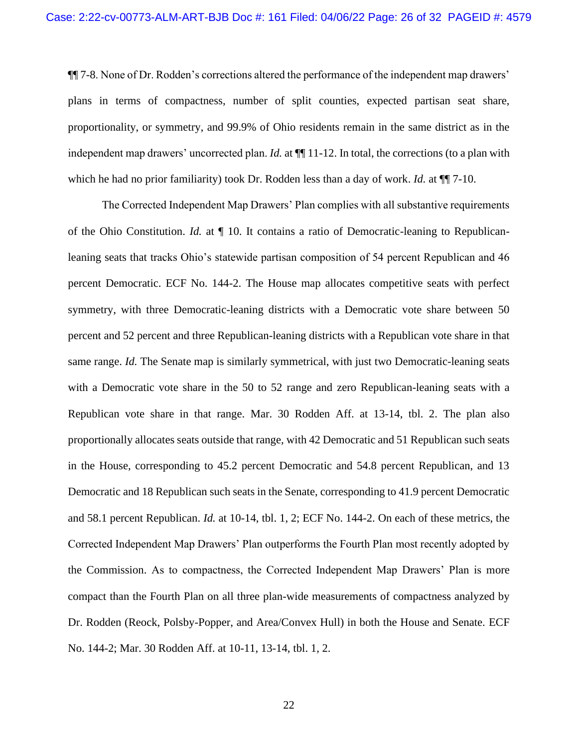¶¶ 7-8. None of Dr. Rodden's corrections altered the performance of the independent map drawers' plans in terms of compactness, number of split counties, expected partisan seat share, proportionality, or symmetry, and 99.9% of Ohio residents remain in the same district as in the independent map drawers' uncorrected plan. *Id.* at ¶¶ 11-12. In total, the corrections (to a plan with which he had no prior familiarity) took Dr. Rodden less than a day of work. *Id.* at ¶¶ 7-10.

The Corrected Independent Map Drawers' Plan complies with all substantive requirements of the Ohio Constitution. *Id.* at ¶ 10. It contains a ratio of Democratic-leaning to Republican-leaning seats that tracks Ohio's statewide partisan composition of 54 percent Republican and 46 percent Democratic. ECF No. 144-2. The House map allocates competitive seats with perfect symmetry, with three Democratic-leaning districts with a Democratic vote share between 50 percent and 52 percent and three Republican-leaning districts with a Republican vote share in that same range. *Id.* The Senate map is similarly symmetrical, with just two Democratic-leaning seats with a Democratic vote share in the 50 to 52 range and zero Republican-leaning seats with a Republican vote share in that range. Mar. 30 Rodden Aff. at 13-14, tbl. 2. The plan also proportionally allocates seats outside that range, with 42 Democratic and 51 Republican such seats in the House, corresponding to 45.2 percent Democratic and 54.8 percent Republican, and 13 Democratic and 18 Republican such seats in the Senate, corresponding to 41.9 percent Democratic and 58.1 percent Republican. *Id.* at 10-14, tbl. 1, 2; ECF No. 144-2. On each of these metrics, the Corrected Independent Map Drawers' Plan outperforms the Fourth Plan most recently adopted by the Commission. As to compactness, the Corrected Independent Map Drawers' Plan is more compact than the Fourth Plan on all three plan-wide measurements of compactness analyzed by Dr. Rodden (Reock, Polsby-Popper, and Area/Convex Hull) in both the House and Senate. ECF No. 144-2; Mar. 30 Rodden Aff. at 10-11, 13-14, tbl. 1, 2.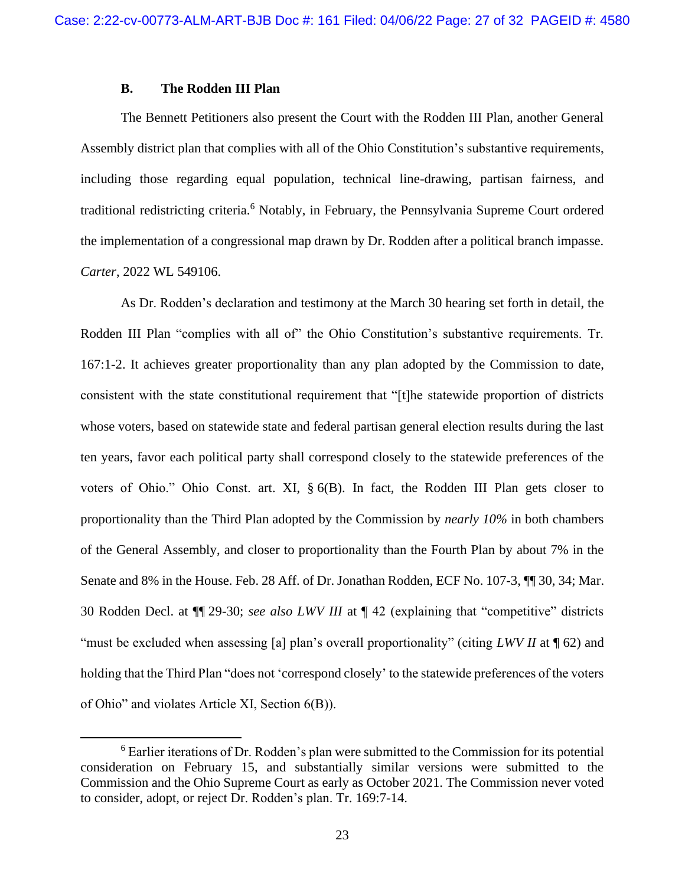### B. The Rodden III Plan

The Bennett Petitioners also present the Court with the Rodden III Plan, another General Assembly district plan that complies with all of the Ohio Constitution's substantive requirements, including those regarding equal population, technical line-drawing, partisan fairness, and traditional redistricting criteria.[6] Notably, in February, the Pennsylvania Supreme Court ordered the implementation of a congressional map drawn by Dr. Rodden after a political branch impasse. *Carter*, 2022 WL 549106.

As Dr. Rodden's declaration and testimony at the March 30 hearing set forth in detail, the Rodden III Plan "complies with all of" the Ohio Constitution's substantive requirements. Tr. 167:1-2. It achieves greater proportionality than any plan adopted by the Commission to date, consistent with the state constitutional requirement that "[t]he statewide proportion of districts whose voters, based on statewide state and federal partisan general election results during the last ten years, favor each political party shall correspond closely to the statewide preferences of the voters of Ohio." Ohio Const. art. XI, § 6(B). In fact, the Rodden III Plan gets closer to proportionality than the Third Plan adopted by the Commission by *nearly 10%* in both chambers of the General Assembly, and closer to proportionality than the Fourth Plan by about 7% in the Senate and 8% in the House. Feb. 28 Aff. of Dr. Jonathan Rodden, ECF No. 107-3, ¶¶ 30, 34; Mar. 30 Rodden Decl. at ¶¶ 29-30; *see also LWV III* at ¶ 42 (explaining that "competitive" districts "must be excluded when assessing [a] plan's overall proportionality" (citing *LWV II* at ¶ 62) and holding that the Third Plan "does not 'correspond closely' to the statewide preferences of the voters of Ohio" and violates Article XI, Section 6(B)).

---

[6] Earlier iterations of Dr. Rodden's plan were submitted to the Commission for its potential consideration on February 15, and substantially similar versions were submitted to the Commission and the Ohio Supreme Court as early as October 2021. The Commission never voted to consider, adopt, or reject Dr. Rodden's plan. Tr. 169:7-14.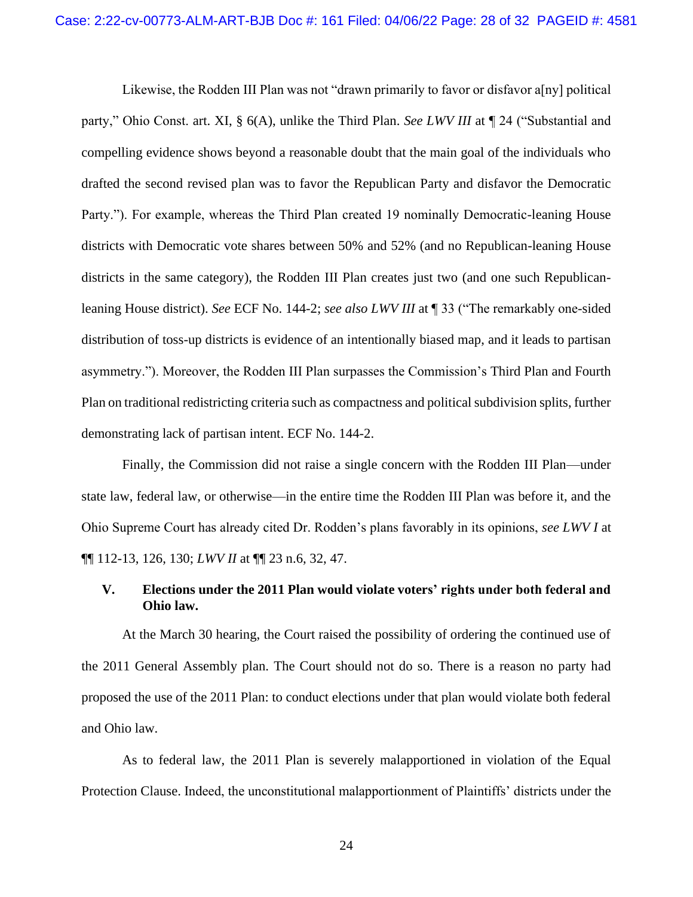Likewise, the Rodden III Plan was not "drawn primarily to favor or disfavor a[ny] political party," Ohio Const. art. XI, § 6(A), unlike the Third Plan. *See LWV III* at ¶ 24 ("Substantial and compelling evidence shows beyond a reasonable doubt that the main goal of the individuals who drafted the second revised plan was to favor the Republican Party and disfavor the Democratic Party."). For example, whereas the Third Plan created 19 nominally Democratic-leaning House districts with Democratic vote shares between 50% and 52% (and no Republican-leaning House districts in the same category), the Rodden III Plan creates just two (and one such Republican-leaning House district). *See* ECF No. 144-2; *see also LWV III* at ¶ 33 ("The remarkably one-sided distribution of toss-up districts is evidence of an intentionally biased map, and it leads to partisan asymmetry."). Moreover, the Rodden III Plan surpasses the Commission's Third Plan and Fourth Plan on traditional redistricting criteria such as compactness and political subdivision splits, further demonstrating lack of partisan intent. ECF No. 144-2.

Finally, the Commission did not raise a single concern with the Rodden III Plan—under state law, federal law, or otherwise—in the entire time the Rodden III Plan was before it, and the Ohio Supreme Court has already cited Dr. Rodden's plans favorably in its opinions, *see LWV I* at ¶¶ 112-13, 126, 130; *LWV II* at ¶¶ 23 n.6, 32, 47.

## V. Elections under the 2011 Plan would violate voters' rights under both federal and Ohio law.

At the March 30 hearing, the Court raised the possibility of ordering the continued use of the 2011 General Assembly plan. The Court should not do so. There is a reason no party had proposed the use of the 2011 Plan: to conduct elections under that plan would violate both federal and Ohio law.

As to federal law, the 2011 Plan is severely malapportioned in violation of the Equal Protection Clause. Indeed, the unconstitutional malapportionment of Plaintiffs' districts under the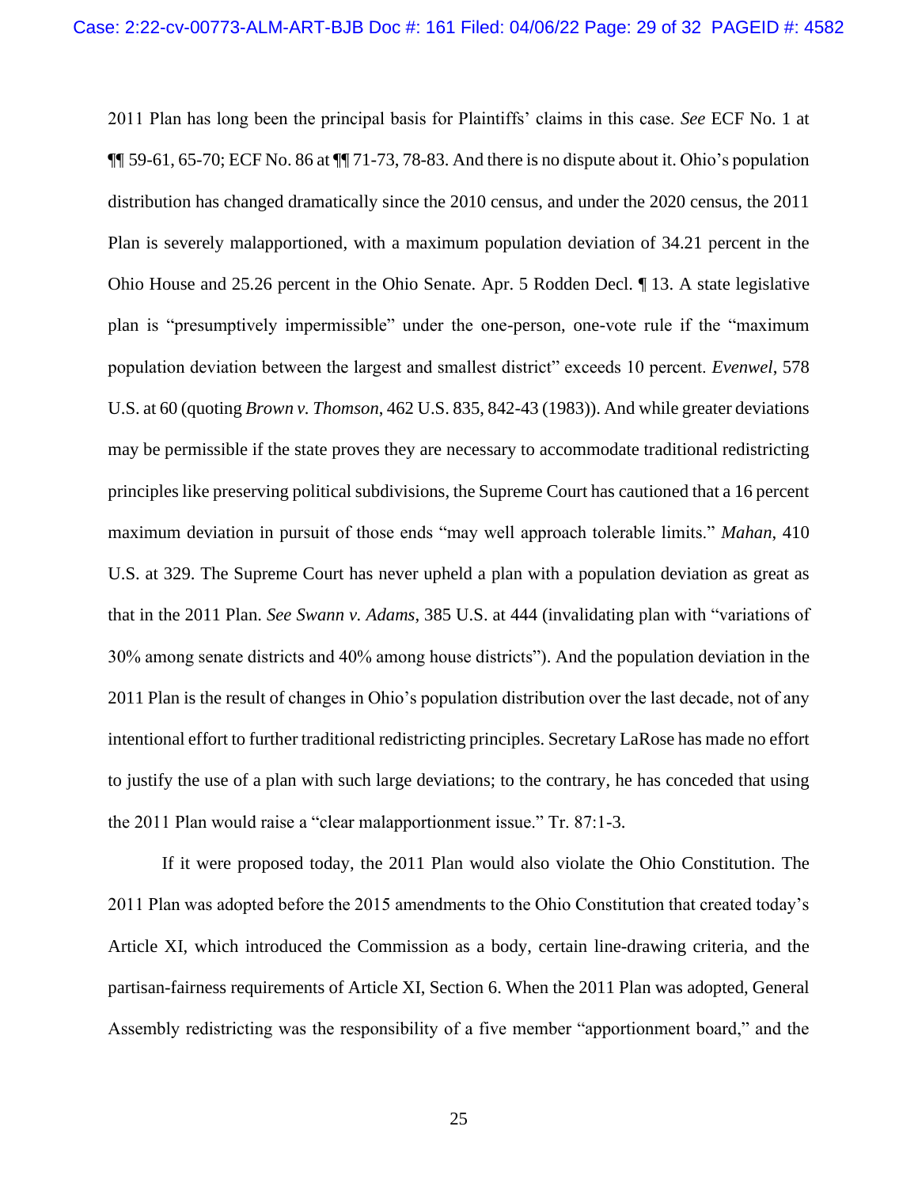2011 Plan has long been the principal basis for Plaintiffs' claims in this case. *See* ECF No. 1 at ¶¶ 59-61, 65-70; ECF No. 86 at ¶¶ 71-73, 78-83. And there is no dispute about it. Ohio's population distribution has changed dramatically since the 2010 census, and under the 2020 census, the 2011 Plan is severely malapportioned, with a maximum population deviation of 34.21 percent in the Ohio House and 25.26 percent in the Ohio Senate. Apr. 5 Rodden Decl. ¶ 13. A state legislative plan is "presumptively impermissible" under the one-person, one-vote rule if the "maximum population deviation between the largest and smallest district" exceeds 10 percent. *Evenwel*, 578 U.S. at 60 (quoting *Brown v. Thomson*, 462 U.S. 835, 842-43 (1983)). And while greater deviations may be permissible if the state proves they are necessary to accommodate traditional redistricting principles like preserving political subdivisions, the Supreme Court has cautioned that a 16 percent maximum deviation in pursuit of those ends "may well approach tolerable limits." *Mahan*, 410 U.S. at 329. The Supreme Court has never upheld a plan with a population deviation as great as that in the 2011 Plan. *See Swann v. Adams*, 385 U.S. at 444 (invalidating plan with "variations of 30% among senate districts and 40% among house districts"). And the population deviation in the 2011 Plan is the result of changes in Ohio's population distribution over the last decade, not of any intentional effort to further traditional redistricting principles. Secretary LaRose has made no effort to justify the use of a plan with such large deviations; to the contrary, he has conceded that using the 2011 Plan would raise a "clear malapportionment issue." Tr. 87:1-3.

If it were proposed today, the 2011 Plan would also violate the Ohio Constitution. The 2011 Plan was adopted before the 2015 amendments to the Ohio Constitution that created today's Article XI, which introduced the Commission as a body, certain line-drawing criteria, and the partisan-fairness requirements of Article XI, Section 6. When the 2011 Plan was adopted, General Assembly redistricting was the responsibility of a five member "apportionment board," and the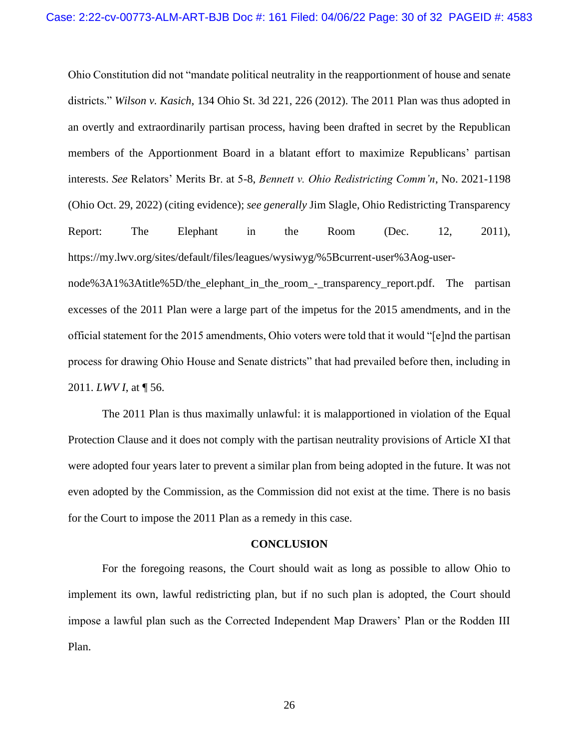Ohio Constitution did not "mandate political neutrality in the reapportionment of house and senate districts." *Wilson v. Kasich*, 134 Ohio St. 3d 221, 226 (2012). The 2011 Plan was thus adopted in an overtly and extraordinarily partisan process, having been drafted in secret by the Republican members of the Apportionment Board in a blatant effort to maximize Republicans' partisan interests. *See* Relators' Merits Br. at 5-8, *Bennett v. Ohio Redistricting Comm'n*, No. 2021-1198 (Ohio Oct. 29, 2022) (citing evidence); *see generally* Jim Slagle, Ohio Redistricting Transparency Report: The Elephant in the Room (Dec. 12, 2011), https://my.lwv.org/sites/default/files/leagues/wysiwyg/%5Bcurrent-user%3Aog-user-node%3A1%3Atitle%5D/the_elephant_in_the_room_-_transparency_report.pdf. The partisan excesses of the 2011 Plan were a large part of the impetus for the 2015 amendments, and in the official statement for the 2015 amendments, Ohio voters were told that it would "[e]nd the partisan process for drawing Ohio House and Senate districts" that had prevailed before then, including in 2011. *LWV I*, at ¶ 56.

The 2011 Plan is thus maximally unlawful: it is malapportioned in violation of the Equal Protection Clause and it does not comply with the partisan neutrality provisions of Article XI that were adopted four years later to prevent a similar plan from being adopted in the future. It was not even adopted by the Commission, as the Commission did not exist at the time. There is no basis for the Court to impose the 2011 Plan as a remedy in this case.

## CONCLUSION

For the foregoing reasons, the Court should wait as long as possible to allow Ohio to implement its own, lawful redistricting plan, but if no such plan is adopted, the Court should impose a lawful plan such as the Corrected Independent Map Drawers' Plan or the Rodden III Plan.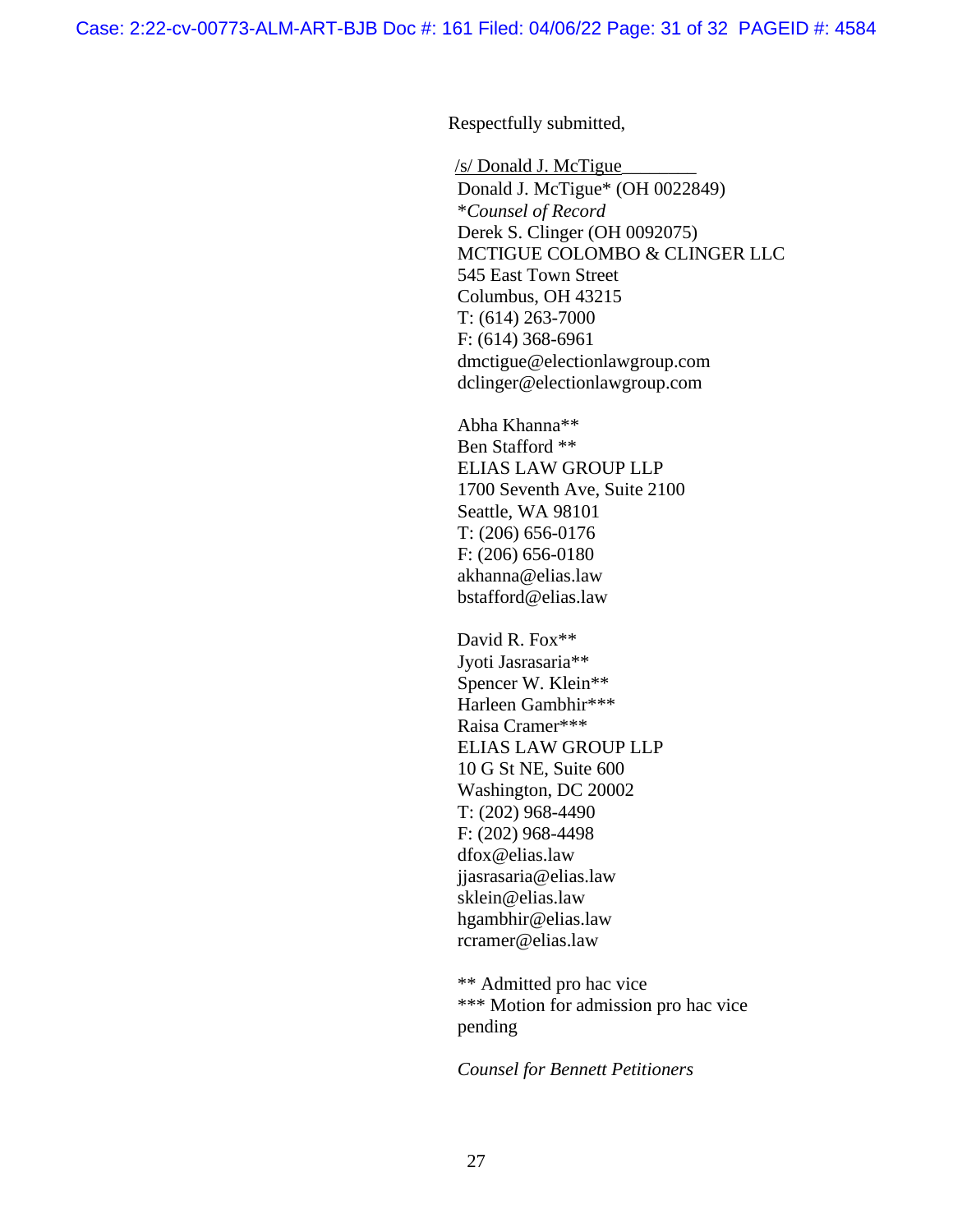Respectfully submitted,

/s/ Donald J. McTigue
Donald J. McTigue* (OH 0022849)
**Counsel of Record*
Derek S. Clinger (OH 0092075)
MCTIGUE COLOMBO & CLINGER LLC
545 East Town Street
Columbus, OH 43215
T: (614) 263-7000
F: (614) 368-6961
dmctigue@electionlawgroup.com
dclinger@electionlawgroup.com

Abha Khanna**
Ben Stafford **
ELIAS LAW GROUP LLP
1700 Seventh Ave, Suite 2100
Seattle, WA 98101
T: (206) 656-0176
F: (206) 656-0180
akhanna@elias.law
bstafford@elias.law

David R. Fox**
Jyoti Jasrasaria**
Spencer W. Klein**
Harleen Gambhir***
Raisa Cramer***
ELIAS LAW GROUP LLP
10 G St NE, Suite 600
Washington, DC 20002
T: (202) 968-4490
F: (202) 968-4498
dfox@elias.law
jjasrasaria@elias.law
sklein@elias.law
hgambhir@elias.law
rcramer@elias.law

** Admitted pro hac vice
*** Motion for admission pro hac vice pending

*Counsel for Bennett Petitioners*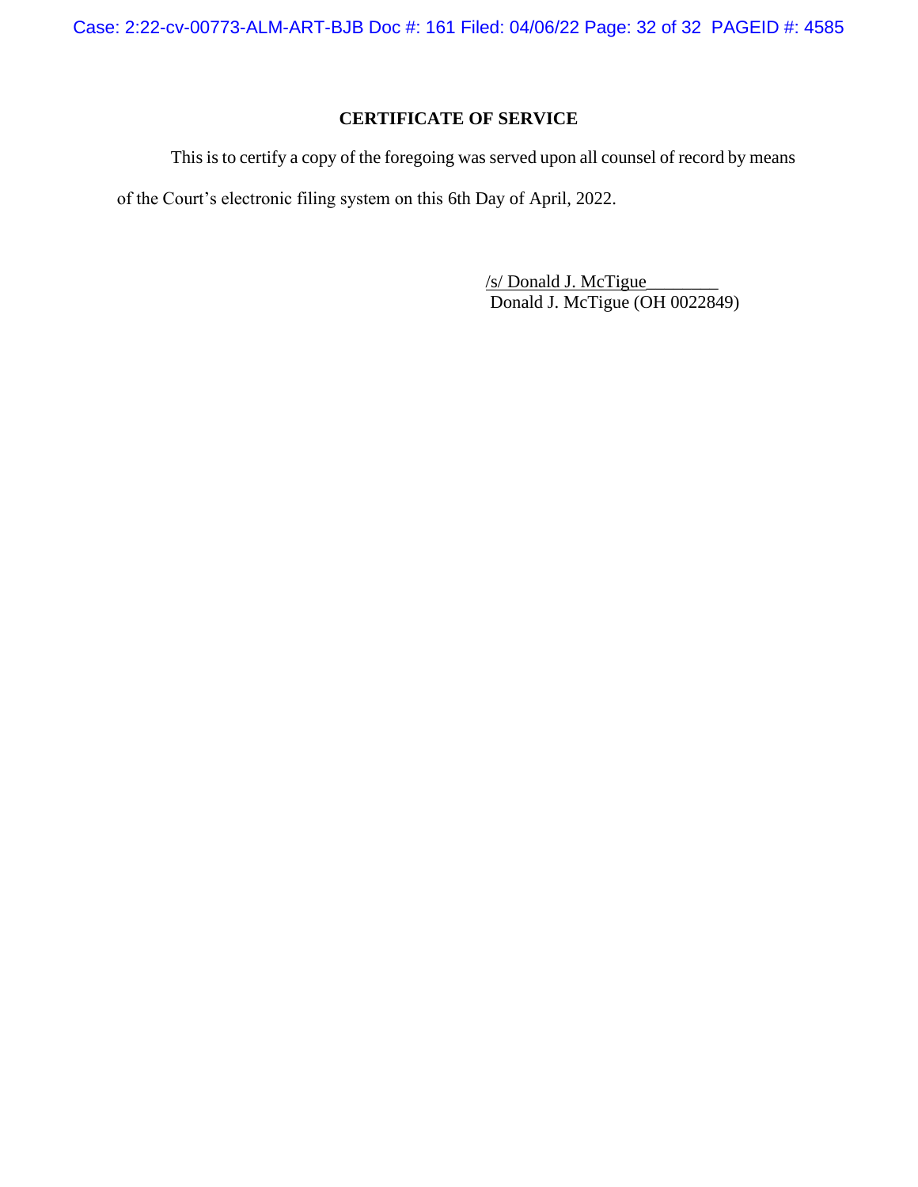**CERTIFICATE OF SERVICE**

This is to certify a copy of the foregoing was served upon all counsel of record by means of the Court's electronic filing system on this 6th Day of April, 2022.

/s/ Donald J. McTigue
Donald J. McTigue (OH 0022849)